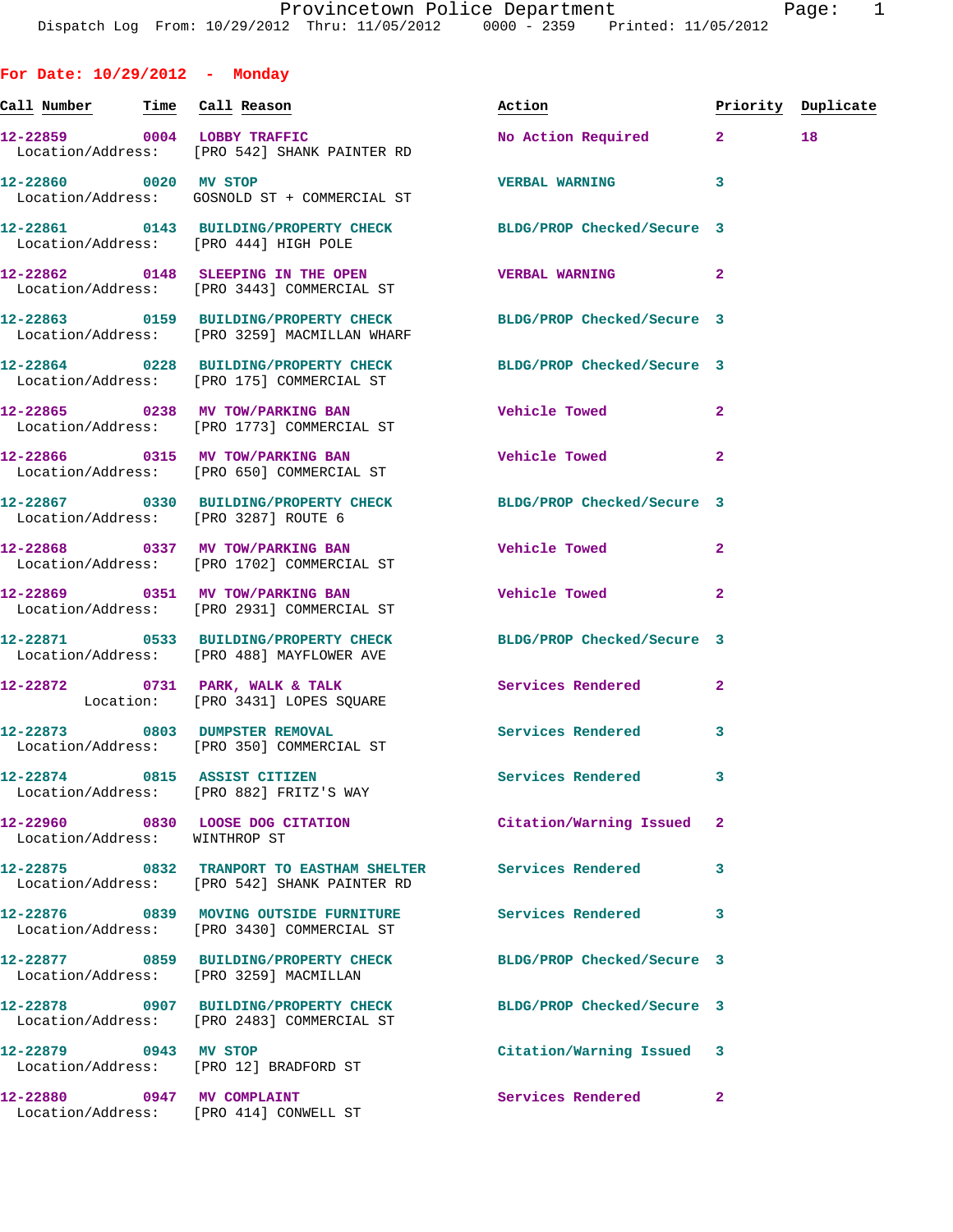**For Date: 10/29/2012 - Monday**

| Call Number | Time | Call Reason | Action | Priority | Duplicate |
|---|---|---|---|---|---|
| 12-22859 | 0004 | LOBBY TRAFFIC | No Action Required | 2 | 18 |
| Location/Address: | | [PRO 542] SHANK PAINTER RD | | | |
| 12-22860 | 0020 | MV STOP | VERBAL WARNING | 3 | |
| Location/Address: | | GOSNOLD ST + COMMERCIAL ST | | | |
| 12-22861 | 0143 | BUILDING/PROPERTY CHECK | BLDG/PROP Checked/Secure | 3 | |
| Location/Address: | | [PRO 444] HIGH POLE | | | |
| 12-22862 | 0148 | SLEEPING IN THE OPEN | VERBAL WARNING | 2 | |
| Location/Address: | | [PRO 3443] COMMERCIAL ST | | | |
| 12-22863 | 0159 | BUILDING/PROPERTY CHECK | BLDG/PROP Checked/Secure | 3 | |
| Location/Address: | | [PRO 3259] MACMILLAN WHARF | | | |
| 12-22864 | 0228 | BUILDING/PROPERTY CHECK | BLDG/PROP Checked/Secure | 3 | |
| Location/Address: | | [PRO 175] COMMERCIAL ST | | | |
| 12-22865 | 0238 | MV TOW/PARKING BAN | Vehicle Towed | 2 | |
| Location/Address: | | [PRO 1773] COMMERCIAL ST | | | |
| 12-22866 | 0315 | MV TOW/PARKING BAN | Vehicle Towed | 2 | |
| Location/Address: | | [PRO 650] COMMERCIAL ST | | | |
| 12-22867 | 0330 | BUILDING/PROPERTY CHECK | BLDG/PROP Checked/Secure | 3 | |
| Location/Address: | | [PRO 3287] ROUTE 6 | | | |
| 12-22868 | 0337 | MV TOW/PARKING BAN | Vehicle Towed | 2 | |
| Location/Address: | | [PRO 1702] COMMERCIAL ST | | | |
| 12-22869 | 0351 | MV TOW/PARKING BAN | Vehicle Towed | 2 | |
| Location/Address: | | [PRO 2931] COMMERCIAL ST | | | |
| 12-22871 | 0533 | BUILDING/PROPERTY CHECK | BLDG/PROP Checked/Secure | 3 | |
| Location/Address: | | [PRO 488] MAYFLOWER AVE | | | |
| 12-22872 | 0731 | PARK, WALK & TALK | Services Rendered | 2 | |
| Location: | | [PRO 3431] LOPES SQUARE | | | |
| 12-22873 | 0803 | DUMPSTER REMOVAL | Services Rendered | 3 | |
| Location/Address: | | [PRO 350] COMMERCIAL ST | | | |
| 12-22874 | 0815 | ASSIST CITIZEN | Services Rendered | 3 | |
| Location/Address: | | [PRO 882] FRITZ'S WAY | | | |
| 12-22960 | 0830 | LOOSE DOG CITATION | Citation/Warning Issued | 2 | |
| Location/Address: | | WINTHROP ST | | | |
| 12-22875 | 0832 | TRANPORT TO EASTHAM SHELTER | Services Rendered | 3 | |
| Location/Address: | | [PRO 542] SHANK PAINTER RD | | | |
| 12-22876 | 0839 | MOVING OUTSIDE FURNITURE | Services Rendered | 3 | |
| Location/Address: | | [PRO 3430] COMMERCIAL ST | | | |
| 12-22877 | 0859 | BUILDING/PROPERTY CHECK | BLDG/PROP Checked/Secure | 3 | |
| Location/Address: | | [PRO 3259] MACMILLAN | | | |
| 12-22878 | 0907 | BUILDING/PROPERTY CHECK | BLDG/PROP Checked/Secure | 3 | |
| Location/Address: | | [PRO 2483] COMMERCIAL ST | | | |
| 12-22879 | 0943 | MV STOP | Citation/Warning Issued | 3 | |
| Location/Address: | | [PRO 12] BRADFORD ST | | | |
| 12-22880 | 0947 | MV COMPLAINT | Services Rendered | 2 | |
| Location/Address: | | [PRO 414] CONWELL ST | | | |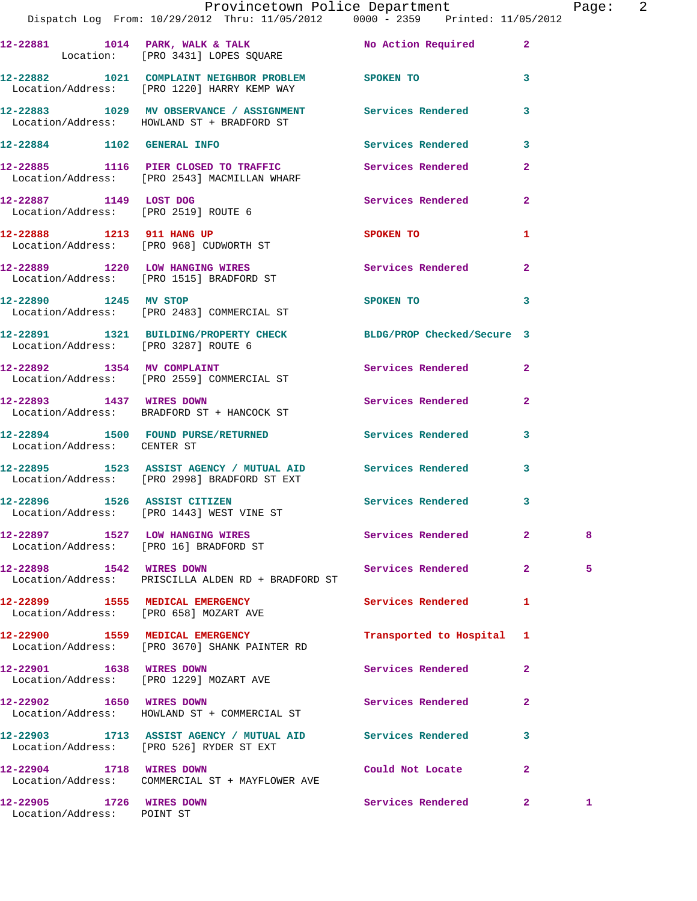12-22881 1014 PARK, WALK & TALK No Action Required 2
Location: [PRO 3431] LOPES SQUARE

12-22882 1021 COMPLAINT NEIGHBOR PROBLEM SPOKEN TO 3
Location/Address: [PRO 1220] HARRY KEMP WAY

12-22883 1029 MV OBSERVANCE / ASSIGNMENT Services Rendered 3
Location/Address: HOWLAND ST + BRADFORD ST

12-22884 1102 GENERAL INFO Services Rendered 3

12-22885 1116 PIER CLOSED TO TRAFFIC Services Rendered 2
Location/Address: [PRO 2543] MACMILLAN WHARF

12-22887 1149 LOST DOG Services Rendered 2
Location/Address: [PRO 2519] ROUTE 6

12-22888 1213 911 HANG UP SPOKEN TO 1
Location/Address: [PRO 968] CUDWORTH ST

12-22889 1220 LOW HANGING WIRES Services Rendered 2
Location/Address: [PRO 1515] BRADFORD ST

12-22890 1245 MV STOP SPOKEN TO 3
Location/Address: [PRO 2483] COMMERCIAL ST

12-22891 1321 BUILDING/PROPERTY CHECK BLDG/PROP Checked/Secure 3
Location/Address: [PRO 3287] ROUTE 6

12-22892 1354 MV COMPLAINT Services Rendered 2
Location/Address: [PRO 2559] COMMERCIAL ST

12-22893 1437 WIRES DOWN Services Rendered 2
Location/Address: BRADFORD ST + HANCOCK ST

12-22894 1500 FOUND PURSE/RETURNED Services Rendered 3
Location/Address: CENTER ST

12-22895 1523 ASSIST AGENCY / MUTUAL AID Services Rendered 3
Location/Address: [PRO 2998] BRADFORD ST EXT

12-22896 1526 ASSIST CITIZEN Services Rendered 3
Location/Address: [PRO 1443] WEST VINE ST

12-22897 1527 LOW HANGING WIRES Services Rendered 2 8
Location/Address: [PRO 16] BRADFORD ST

12-22898 1542 WIRES DOWN Services Rendered 2 5
Location/Address: PRISCILLA ALDEN RD + BRADFORD ST

12-22899 1555 MEDICAL EMERGENCY Services Rendered 1
Location/Address: [PRO 658] MOZART AVE

12-22900 1559 MEDICAL EMERGENCY Transported to Hospital 1
Location/Address: [PRO 3670] SHANK PAINTER RD

12-22901 1638 WIRES DOWN Services Rendered 2
Location/Address: [PRO 1229] MOZART AVE

12-22902 1650 WIRES DOWN Services Rendered 2
Location/Address: HOWLAND ST + COMMERCIAL ST

12-22903 1713 ASSIST AGENCY / MUTUAL AID Services Rendered 3
Location/Address: [PRO 526] RYDER ST EXT

12-22904 1718 WIRES DOWN Could Not Locate 2
Location/Address: COMMERCIAL ST + MAYFLOWER AVE

12-22905 1726 WIRES DOWN Services Rendered 2 1
Location/Address: POINT ST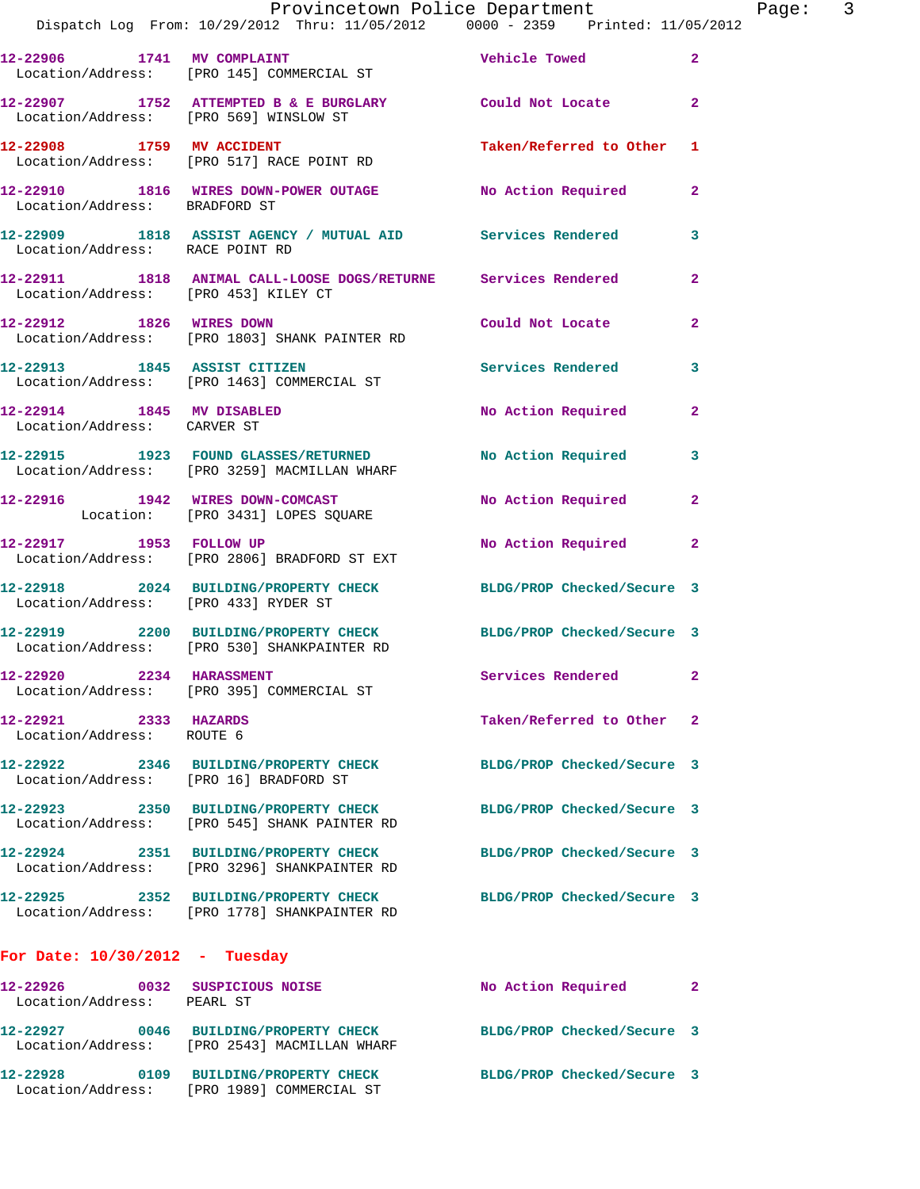12-22906 1741 MV COMPLAINT Vehicle Towed 2
Location/Address: [PRO 145] COMMERCIAL ST

12-22907 1752 ATTEMPTED B & E BURGLARY Could Not Locate 2
Location/Address: [PRO 569] WINSLOW ST

12-22908 1759 MV ACCIDENT Taken/Referred to Other 1
Location/Address: [PRO 517] RACE POINT RD

12-22910 1816 WIRES DOWN-POWER OUTAGE No Action Required 2
Location/Address: BRADFORD ST

12-22909 1818 ASSIST AGENCY / MUTUAL AID Services Rendered 3
Location/Address: RACE POINT RD

12-22911 1818 ANIMAL CALL-LOOSE DOGS/RETURNE Services Rendered 2
Location/Address: [PRO 453] KILEY CT

12-22912 1826 WIRES DOWN Could Not Locate 2
Location/Address: [PRO 1803] SHANK PAINTER RD

12-22913 1845 ASSIST CITIZEN Services Rendered 3
Location/Address: [PRO 1463] COMMERCIAL ST

12-22914 1845 MV DISABLED No Action Required 2
Location/Address: CARVER ST

12-22915 1923 FOUND GLASSES/RETURNED No Action Required 3
Location/Address: [PRO 3259] MACMILLAN WHARF

12-22916 1942 WIRES DOWN-COMCAST No Action Required 2
Location: [PRO 3431] LOPES SQUARE

12-22917 1953 FOLLOW UP No Action Required 2
Location/Address: [PRO 2806] BRADFORD ST EXT

12-22918 2024 BUILDING/PROPERTY CHECK BLDG/PROP Checked/Secure 3
Location/Address: [PRO 433] RYDER ST

12-22919 2200 BUILDING/PROPERTY CHECK BLDG/PROP Checked/Secure 3
Location/Address: [PRO 530] SHANKPAINTER RD

12-22920 2234 HARASSMENT Services Rendered 2
Location/Address: [PRO 395] COMMERCIAL ST

12-22921 2333 HAZARDS Taken/Referred to Other 2
Location/Address: ROUTE 6

12-22922 2346 BUILDING/PROPERTY CHECK BLDG/PROP Checked/Secure 3
Location/Address: [PRO 16] BRADFORD ST

12-22923 2350 BUILDING/PROPERTY CHECK BLDG/PROP Checked/Secure 3
Location/Address: [PRO 545] SHANK PAINTER RD

12-22924 2351 BUILDING/PROPERTY CHECK BLDG/PROP Checked/Secure 3
Location/Address: [PRO 3296] SHANKPAINTER RD

12-22925 2352 BUILDING/PROPERTY CHECK BLDG/PROP Checked/Secure 3
Location/Address: [PRO 1778] SHANKPAINTER RD

**For Date: 10/30/2012 - Tuesday**

12-22926 0032 SUSPICIOUS NOISE No Action Required 2
Location/Address: PEARL ST

12-22927 0046 BUILDING/PROPERTY CHECK BLDG/PROP Checked/Secure 3
Location/Address: [PRO 2543] MACMILLAN WHARF

12-22928 0109 BUILDING/PROPERTY CHECK BLDG/PROP Checked/Secure 3
Location/Address: [PRO 1989] COMMERCIAL ST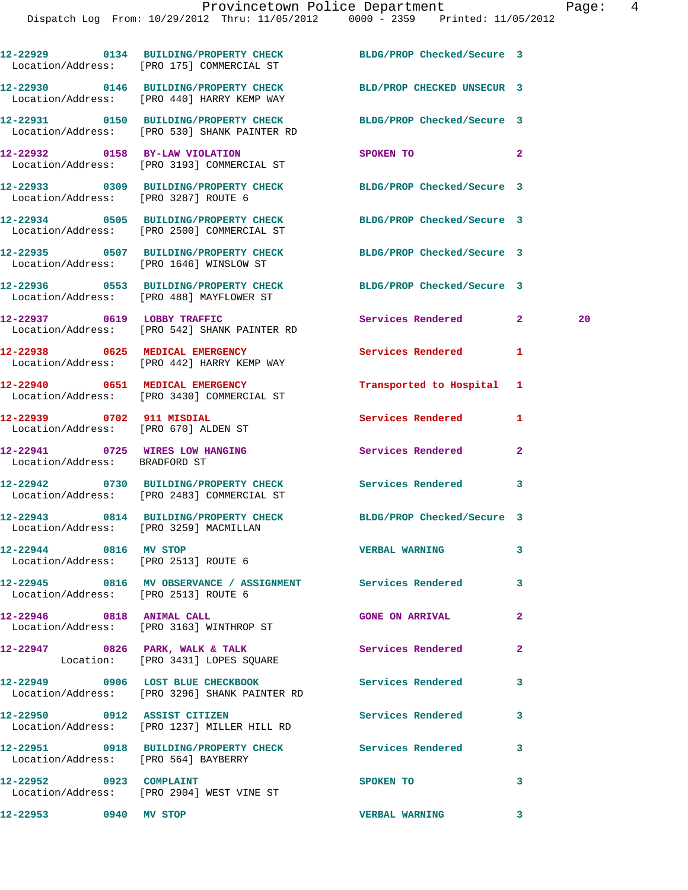12-22929 0134 BUILDING/PROPERTY CHECK BLDG/PROP Checked/Secure 3
Location/Address: [PRO 175] COMMERCIAL ST

12-22930 0146 BUILDING/PROPERTY CHECK BLD/PROP CHECKED UNSECUR 3
Location/Address: [PRO 440] HARRY KEMP WAY

12-22931 0150 BUILDING/PROPERTY CHECK BLDG/PROP Checked/Secure 3
Location/Address: [PRO 530] SHANK PAINTER RD

12-22932 0158 BY-LAW VIOLATION SPOKEN TO 2
Location/Address: [PRO 3193] COMMERCIAL ST

12-22933 0309 BUILDING/PROPERTY CHECK BLDG/PROP Checked/Secure 3
Location/Address: [PRO 3287] ROUTE 6

12-22934 0505 BUILDING/PROPERTY CHECK BLDG/PROP Checked/Secure 3
Location/Address: [PRO 2500] COMMERCIAL ST

12-22935 0507 BUILDING/PROPERTY CHECK BLDG/PROP Checked/Secure 3
Location/Address: [PRO 1646] WINSLOW ST

12-22936 0553 BUILDING/PROPERTY CHECK BLDG/PROP Checked/Secure 3
Location/Address: [PRO 488] MAYFLOWER ST

12-22937 0619 LOBBY TRAFFIC Services Rendered 2 20
Location/Address: [PRO 542] SHANK PAINTER RD

12-22938 0625 MEDICAL EMERGENCY Services Rendered 1
Location/Address: [PRO 442] HARRY KEMP WAY

12-22940 0651 MEDICAL EMERGENCY Transported to Hospital 1
Location/Address: [PRO 3430] COMMERCIAL ST

12-22939 0702 911 MISDIAL Services Rendered 1
Location/Address: [PRO 670] ALDEN ST

12-22941 0725 WIRES LOW HANGING Services Rendered 2
Location/Address: BRADFORD ST

12-22942 0730 BUILDING/PROPERTY CHECK Services Rendered 3
Location/Address: [PRO 2483] COMMERCIAL ST

12-22943 0814 BUILDING/PROPERTY CHECK BLDG/PROP Checked/Secure 3
Location/Address: [PRO 3259] MACMILLAN

12-22944 0816 MV STOP VERBAL WARNING 3
Location/Address: [PRO 2513] ROUTE 6

12-22945 0816 MV OBSERVANCE / ASSIGNMENT Services Rendered 3
Location/Address: [PRO 2513] ROUTE 6

12-22946 0818 ANIMAL CALL GONE ON ARRIVAL 2
Location/Address: [PRO 3163] WINTHROP ST

12-22947 0826 PARK, WALK & TALK Services Rendered 2
Location: [PRO 3431] LOPES SQUARE

12-22949 0906 LOST BLUE CHECKBOOK Services Rendered 3
Location/Address: [PRO 3296] SHANK PAINTER RD

12-22950 0912 ASSIST CITIZEN Services Rendered 3
Location/Address: [PRO 1237] MILLER HILL RD

12-22951 0918 BUILDING/PROPERTY CHECK Services Rendered 3
Location/Address: [PRO 564] BAYBERRY

12-22952 0923 COMPLAINT SPOKEN TO 3
Location/Address: [PRO 2904] WEST VINE ST

12-22953 0940 MV STOP VERBAL WARNING 3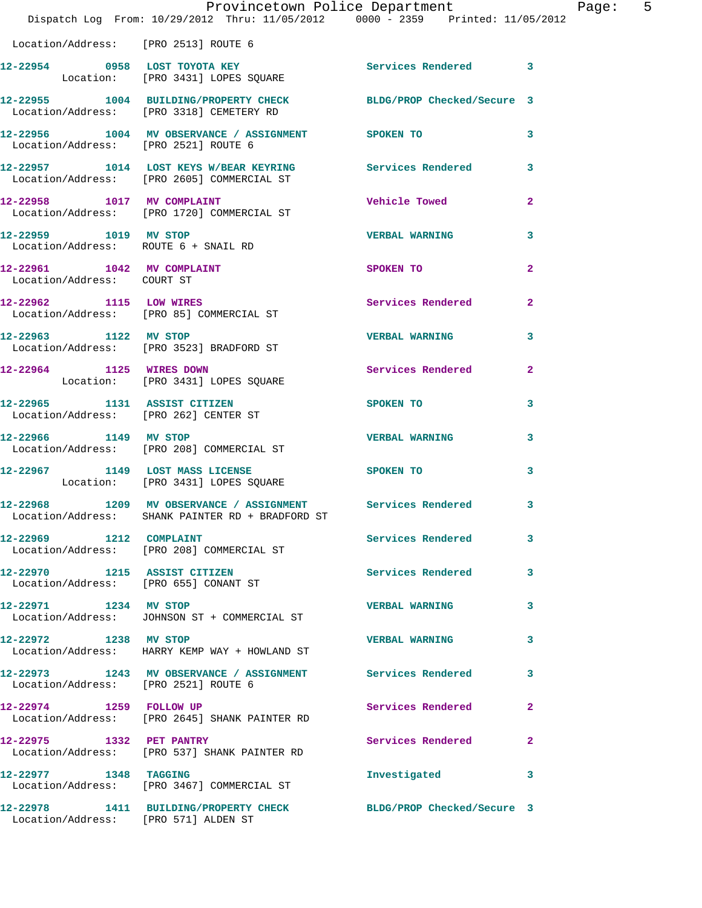Location/Address: [PRO 2513] ROUTE 6

12-22954 0958 LOST TOYOTA KEY Services Rendered 3
Location: [PRO 3431] LOPES SQUARE

12-22955 1004 BUILDING/PROPERTY CHECK BLDG/PROP Checked/Secure 3
Location/Address: [PRO 3318] CEMETERY RD

12-22956 1004 MV OBSERVANCE / ASSIGNMENT SPOKEN TO 3
Location/Address: [PRO 2521] ROUTE 6

12-22957 1014 LOST KEYS W/BEAR KEYRING Services Rendered 3
Location/Address: [PRO 2605] COMMERCIAL ST

12-22958 1017 MV COMPLAINT Vehicle Towed 2
Location/Address: [PRO 1720] COMMERCIAL ST

12-22959 1019 MV STOP VERBAL WARNING 3
Location/Address: ROUTE 6 + SNAIL RD

12-22961 1042 MV COMPLAINT SPOKEN TO 2
Location/Address: COURT ST

12-22962 1115 LOW WIRES Services Rendered 2
Location/Address: [PRO 85] COMMERCIAL ST

12-22963 1122 MV STOP VERBAL WARNING 3
Location/Address: [PRO 3523] BRADFORD ST

12-22964 1125 WIRES DOWN Services Rendered 2
Location: [PRO 3431] LOPES SQUARE

12-22965 1131 ASSIST CITIZEN SPOKEN TO 3
Location/Address: [PRO 262] CENTER ST

12-22966 1149 MV STOP VERBAL WARNING 3
Location/Address: [PRO 208] COMMERCIAL ST

12-22967 1149 LOST MASS LICENSE SPOKEN TO 3
Location: [PRO 3431] LOPES SQUARE

12-22968 1209 MV OBSERVANCE / ASSIGNMENT Services Rendered 3
Location/Address: SHANK PAINTER RD + BRADFORD ST

12-22969 1212 COMPLAINT Services Rendered 3
Location/Address: [PRO 208] COMMERCIAL ST

12-22970 1215 ASSIST CITIZEN Services Rendered 3
Location/Address: [PRO 655] CONANT ST

12-22971 1234 MV STOP VERBAL WARNING 3
Location/Address: JOHNSON ST + COMMERCIAL ST

12-22972 1238 MV STOP VERBAL WARNING 3
Location/Address: HARRY KEMP WAY + HOWLAND ST

12-22973 1243 MV OBSERVANCE / ASSIGNMENT Services Rendered 3
Location/Address: [PRO 2521] ROUTE 6

12-22974 1259 FOLLOW UP Services Rendered 2
Location/Address: [PRO 2645] SHANK PAINTER RD

12-22975 1332 PET PANTRY Services Rendered 2
Location/Address: [PRO 537] SHANK PAINTER RD

12-22977 1348 TAGGING Investigated 3
Location/Address: [PRO 3467] COMMERCIAL ST

12-22978 1411 BUILDING/PROPERTY CHECK BLDG/PROP Checked/Secure 3
Location/Address: [PRO 571] ALDEN ST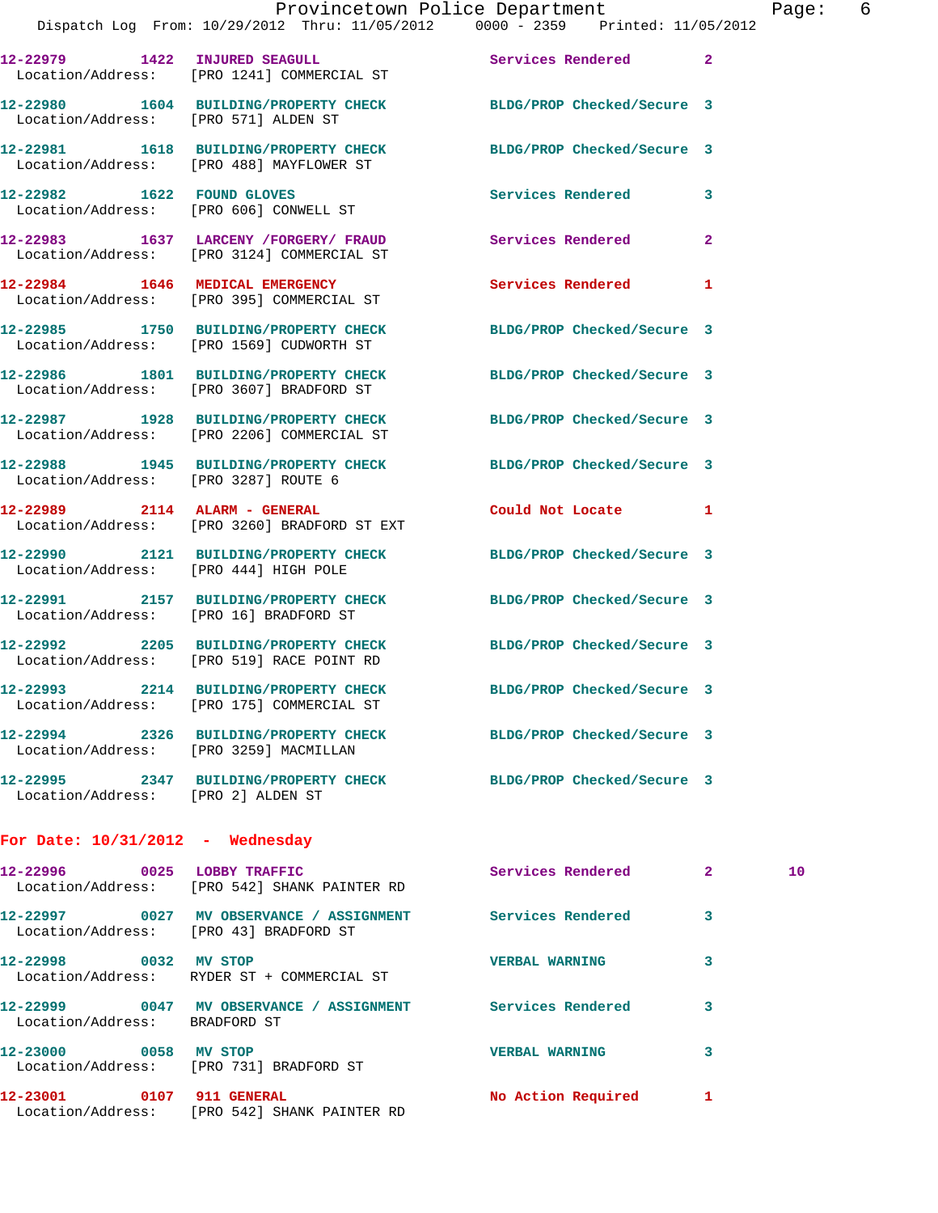12-22979 1422 INJURED SEAGULL Services Rendered 2
Location/Address: [PRO 1241] COMMERCIAL ST

12-22980 1604 BUILDING/PROPERTY CHECK BLDG/PROP Checked/Secure 3
Location/Address: [PRO 571] ALDEN ST

12-22981 1618 BUILDING/PROPERTY CHECK BLDG/PROP Checked/Secure 3
Location/Address: [PRO 488] MAYFLOWER ST

12-22982 1622 FOUND GLOVES Services Rendered 3
Location/Address: [PRO 606] CONWELL ST

12-22983 1637 LARCENY /FORGERY/ FRAUD Services Rendered 2
Location/Address: [PRO 3124] COMMERCIAL ST

12-22984 1646 MEDICAL EMERGENCY Services Rendered 1
Location/Address: [PRO 395] COMMERCIAL ST

12-22985 1750 BUILDING/PROPERTY CHECK BLDG/PROP Checked/Secure 3
Location/Address: [PRO 1569] CUDWORTH ST

12-22986 1801 BUILDING/PROPERTY CHECK BLDG/PROP Checked/Secure 3
Location/Address: [PRO 3607] BRADFORD ST

12-22987 1928 BUILDING/PROPERTY CHECK BLDG/PROP Checked/Secure 3
Location/Address: [PRO 2206] COMMERCIAL ST

12-22988 1945 BUILDING/PROPERTY CHECK BLDG/PROP Checked/Secure 3
Location/Address: [PRO 3287] ROUTE 6

12-22989 2114 ALARM - GENERAL Could Not Locate 1
Location/Address: [PRO 3260] BRADFORD ST EXT

12-22990 2121 BUILDING/PROPERTY CHECK BLDG/PROP Checked/Secure 3
Location/Address: [PRO 444] HIGH POLE

12-22991 2157 BUILDING/PROPERTY CHECK BLDG/PROP Checked/Secure 3
Location/Address: [PRO 16] BRADFORD ST

12-22992 2205 BUILDING/PROPERTY CHECK BLDG/PROP Checked/Secure 3
Location/Address: [PRO 519] RACE POINT RD

12-22993 2214 BUILDING/PROPERTY CHECK BLDG/PROP Checked/Secure 3
Location/Address: [PRO 175] COMMERCIAL ST

12-22994 2326 BUILDING/PROPERTY CHECK BLDG/PROP Checked/Secure 3
Location/Address: [PRO 3259] MACMILLAN

12-22995 2347 BUILDING/PROPERTY CHECK BLDG/PROP Checked/Secure 3
Location/Address: [PRO 2] ALDEN ST

**For Date: 10/31/2012 - Wednesday**

12-22996 0025 LOBBY TRAFFIC Services Rendered 2 10
Location/Address: [PRO 542] SHANK PAINTER RD

12-22997 0027 MV OBSERVANCE / ASSIGNMENT Services Rendered 3
Location/Address: [PRO 43] BRADFORD ST

12-22998 0032 MV STOP VERBAL WARNING 3
Location/Address: RYDER ST + COMMERCIAL ST

12-22999 0047 MV OBSERVANCE / ASSIGNMENT Services Rendered 3
Location/Address: BRADFORD ST

12-23000 0058 MV STOP VERBAL WARNING 3
Location/Address: [PRO 731] BRADFORD ST

12-23001 0107 911 GENERAL No Action Required 1
Location/Address: [PRO 542] SHANK PAINTER RD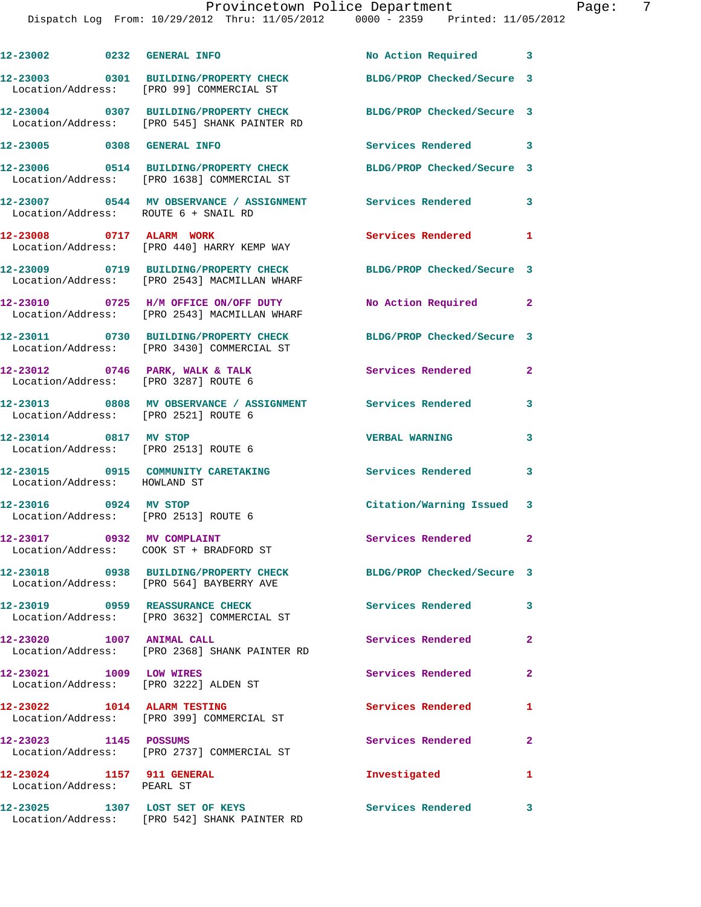| Call Number | Time | Call Reason | Action | Priority |
|---|---|---|---|---|
| 12-23002 | 0232 | GENERAL INFO | No Action Required | 3 |
| 12-23003 | 0301 | BUILDING/PROPERTY CHECK<br>Location/Address: [PRO 99] COMMERCIAL ST | BLDG/PROP Checked/Secure | 3 |
| 12-23004 | 0307 | BUILDING/PROPERTY CHECK<br>Location/Address: [PRO 545] SHANK PAINTER RD | BLDG/PROP Checked/Secure | 3 |
| 12-23005 | 0308 | GENERAL INFO | Services Rendered | 3 |
| 12-23006 | 0514 | BUILDING/PROPERTY CHECK<br>Location/Address: [PRO 1638] COMMERCIAL ST | BLDG/PROP Checked/Secure | 3 |
| 12-23007 | 0544 | MV OBSERVANCE / ASSIGNMENT<br>Location/Address: ROUTE 6 + SNAIL RD | Services Rendered | 3 |
| 12-23008 | 0717 | ALARM WORK<br>Location/Address: [PRO 440] HARRY KEMP WAY | Services Rendered | 1 |
| 12-23009 | 0719 | BUILDING/PROPERTY CHECK<br>Location/Address: [PRO 2543] MACMILLAN WHARF | BLDG/PROP Checked/Secure | 3 |
| 12-23010 | 0725 | H/M OFFICE ON/OFF DUTY<br>Location/Address: [PRO 2543] MACMILLAN WHARF | No Action Required | 2 |
| 12-23011 | 0730 | BUILDING/PROPERTY CHECK<br>Location/Address: [PRO 3430] COMMERCIAL ST | BLDG/PROP Checked/Secure | 3 |
| 12-23012 | 0746 | PARK, WALK & TALK<br>Location/Address: [PRO 3287] ROUTE 6 | Services Rendered | 2 |
| 12-23013 | 0808 | MV OBSERVANCE / ASSIGNMENT<br>Location/Address: [PRO 2521] ROUTE 6 | Services Rendered | 3 |
| 12-23014 | 0817 | MV STOP<br>Location/Address: [PRO 2513] ROUTE 6 | VERBAL WARNING | 3 |
| 12-23015 | 0915 | COMMUNITY CARETAKING<br>Location/Address: HOWLAND ST | Services Rendered | 3 |
| 12-23016 | 0924 | MV STOP<br>Location/Address: [PRO 2513] ROUTE 6 | Citation/Warning Issued | 3 |
| 12-23017 | 0932 | MV COMPLAINT<br>Location/Address: COOK ST + BRADFORD ST | Services Rendered | 2 |
| 12-23018 | 0938 | BUILDING/PROPERTY CHECK<br>Location/Address: [PRO 564] BAYBERRY AVE | BLDG/PROP Checked/Secure | 3 |
| 12-23019 | 0959 | REASSURANCE CHECK<br>Location/Address: [PRO 3632] COMMERCIAL ST | Services Rendered | 3 |
| 12-23020 | 1007 | ANIMAL CALL<br>Location/Address: [PRO 2368] SHANK PAINTER RD | Services Rendered | 2 |
| 12-23021 | 1009 | LOW WIRES<br>Location/Address: [PRO 3222] ALDEN ST | Services Rendered | 2 |
| 12-23022 | 1014 | ALARM TESTING<br>Location/Address: [PRO 399] COMMERCIAL ST | Services Rendered | 1 |
| 12-23023 | 1145 | POSSUMS<br>Location/Address: [PRO 2737] COMMERCIAL ST | Services Rendered | 2 |
| 12-23024 | 1157 | 911 GENERAL<br>Location/Address: PEARL ST | Investigated | 1 |
| 12-23025 | 1307 | LOST SET OF KEYS<br>Location/Address: [PRO 542] SHANK PAINTER RD | Services Rendered | 3 |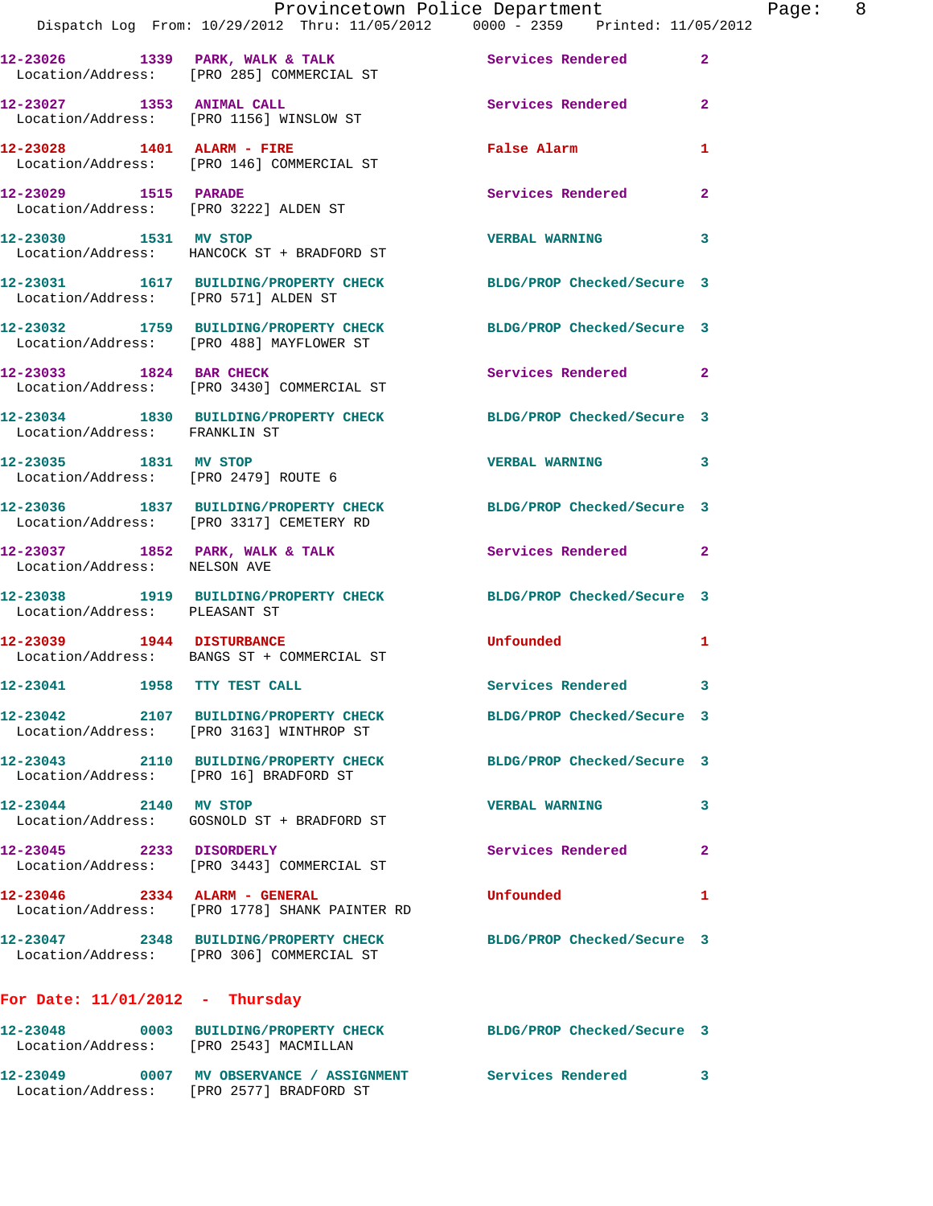12-23026 1339 PARK, WALK & TALK Services Rendered 2
Location/Address: [PRO 285] COMMERCIAL ST

12-23027 1353 ANIMAL CALL Services Rendered 2
Location/Address: [PRO 1156] WINSLOW ST

12-23028 1401 ALARM - FIRE False Alarm 1
Location/Address: [PRO 146] COMMERCIAL ST

12-23029 1515 PARADE Services Rendered 2
Location/Address: [PRO 3222] ALDEN ST

12-23030 1531 MV STOP VERBAL WARNING 3
Location/Address: HANCOCK ST + BRADFORD ST

12-23031 1617 BUILDING/PROPERTY CHECK BLDG/PROP Checked/Secure 3
Location/Address: [PRO 571] ALDEN ST

12-23032 1759 BUILDING/PROPERTY CHECK BLDG/PROP Checked/Secure 3
Location/Address: [PRO 488] MAYFLOWER ST

12-23033 1824 BAR CHECK Services Rendered 2
Location/Address: [PRO 3430] COMMERCIAL ST

12-23034 1830 BUILDING/PROPERTY CHECK BLDG/PROP Checked/Secure 3
Location/Address: FRANKLIN ST

12-23035 1831 MV STOP VERBAL WARNING 3
Location/Address: [PRO 2479] ROUTE 6

12-23036 1837 BUILDING/PROPERTY CHECK BLDG/PROP Checked/Secure 3
Location/Address: [PRO 3317] CEMETERY RD

12-23037 1852 PARK, WALK & TALK Services Rendered 2
Location/Address: NELSON AVE

12-23038 1919 BUILDING/PROPERTY CHECK BLDG/PROP Checked/Secure 3
Location/Address: PLEASANT ST

12-23039 1944 DISTURBANCE Unfounded 1
Location/Address: BANGS ST + COMMERCIAL ST

12-23041 1958 TTY TEST CALL Services Rendered 3

12-23042 2107 BUILDING/PROPERTY CHECK BLDG/PROP Checked/Secure 3
Location/Address: [PRO 3163] WINTHROP ST

12-23043 2110 BUILDING/PROPERTY CHECK BLDG/PROP Checked/Secure 3
Location/Address: [PRO 16] BRADFORD ST

12-23044 2140 MV STOP VERBAL WARNING 3
Location/Address: GOSNOLD ST + BRADFORD ST

12-23045 2233 DISORDERLY Services Rendered 2
Location/Address: [PRO 3443] COMMERCIAL ST

12-23046 2334 ALARM - GENERAL Unfounded 1
Location/Address: [PRO 1778] SHANK PAINTER RD

12-23047 2348 BUILDING/PROPERTY CHECK BLDG/PROP Checked/Secure 3
Location/Address: [PRO 306] COMMERCIAL ST

**For Date: 11/01/2012 - Thursday**

12-23048 0003 BUILDING/PROPERTY CHECK BLDG/PROP Checked/Secure 3
Location/Address: [PRO 2543] MACMILLAN

12-23049 0007 MV OBSERVANCE / ASSIGNMENT Services Rendered 3
Location/Address: [PRO 2577] BRADFORD ST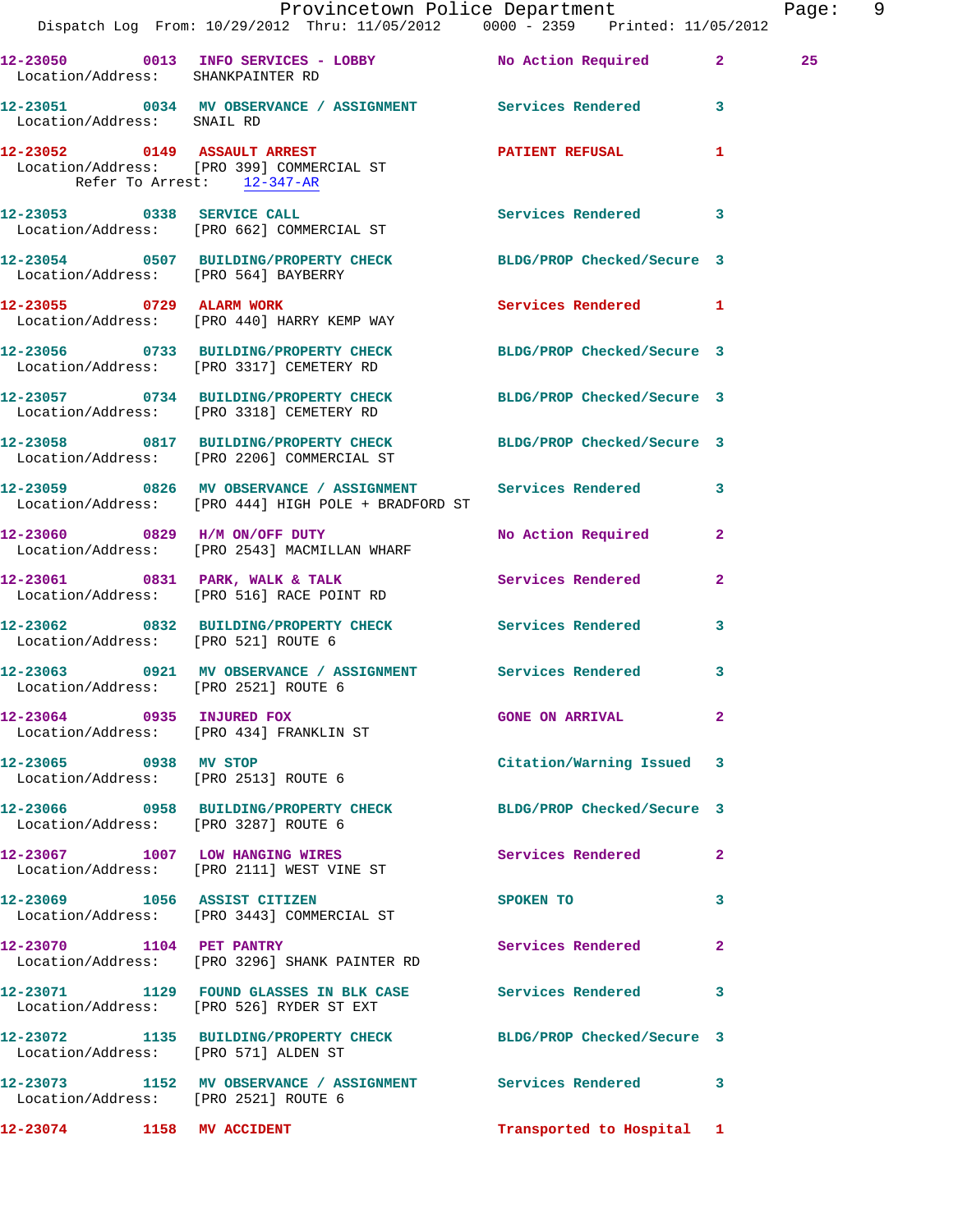12-23050 0013 INFO SERVICES - LOBBY No Action Required 2 25
 Location/Address: SHANKPAINTER RD

12-23051 0034 MV OBSERVANCE / ASSIGNMENT Services Rendered 3
 Location/Address: SNAIL RD

12-23052 0149 ASSAULT ARREST PATIENT REFUSAL 1
 Location/Address: [PRO 399] COMMERCIAL ST
 Refer To Arrest: 12-347-AR

12-23053 0338 SERVICE CALL Services Rendered 3
 Location/Address: [PRO 662] COMMERCIAL ST

12-23054 0507 BUILDING/PROPERTY CHECK BLDG/PROP Checked/Secure 3
 Location/Address: [PRO 564] BAYBERRY

12-23055 0729 ALARM WORK Services Rendered 1
 Location/Address: [PRO 440] HARRY KEMP WAY

12-23056 0733 BUILDING/PROPERTY CHECK BLDG/PROP Checked/Secure 3
 Location/Address: [PRO 3317] CEMETERY RD

12-23057 0734 BUILDING/PROPERTY CHECK BLDG/PROP Checked/Secure 3
 Location/Address: [PRO 3318] CEMETERY RD

12-23058 0817 BUILDING/PROPERTY CHECK BLDG/PROP Checked/Secure 3
 Location/Address: [PRO 2206] COMMERCIAL ST

12-23059 0826 MV OBSERVANCE / ASSIGNMENT Services Rendered 3
 Location/Address: [PRO 444] HIGH POLE + BRADFORD ST

12-23060 0829 H/M ON/OFF DUTY No Action Required 2
 Location/Address: [PRO 2543] MACMILLAN WHARF

12-23061 0831 PARK, WALK & TALK Services Rendered 2
 Location/Address: [PRO 516] RACE POINT RD

12-23062 0832 BUILDING/PROPERTY CHECK Services Rendered 3
 Location/Address: [PRO 521] ROUTE 6

12-23063 0921 MV OBSERVANCE / ASSIGNMENT Services Rendered 3
 Location/Address: [PRO 2521] ROUTE 6

12-23064 0935 INJURED FOX GONE ON ARRIVAL 2
 Location/Address: [PRO 434] FRANKLIN ST

12-23065 0938 MV STOP Citation/Warning Issued 3
 Location/Address: [PRO 2513] ROUTE 6

12-23066 0958 BUILDING/PROPERTY CHECK BLDG/PROP Checked/Secure 3
 Location/Address: [PRO 3287] ROUTE 6

12-23067 1007 LOW HANGING WIRES Services Rendered 2
 Location/Address: [PRO 2111] WEST VINE ST

12-23069 1056 ASSIST CITIZEN SPOKEN TO 3
 Location/Address: [PRO 3443] COMMERCIAL ST

12-23070 1104 PET PANTRY Services Rendered 2
 Location/Address: [PRO 3296] SHANK PAINTER RD

12-23071 1129 FOUND GLASSES IN BLK CASE Services Rendered 3
 Location/Address: [PRO 526] RYDER ST EXT

12-23072 1135 BUILDING/PROPERTY CHECK BLDG/PROP Checked/Secure 3
 Location/Address: [PRO 571] ALDEN ST

12-23073 1152 MV OBSERVANCE / ASSIGNMENT Services Rendered 3
 Location/Address: [PRO 2521] ROUTE 6

12-23074 1158 MV ACCIDENT Transported to Hospital 1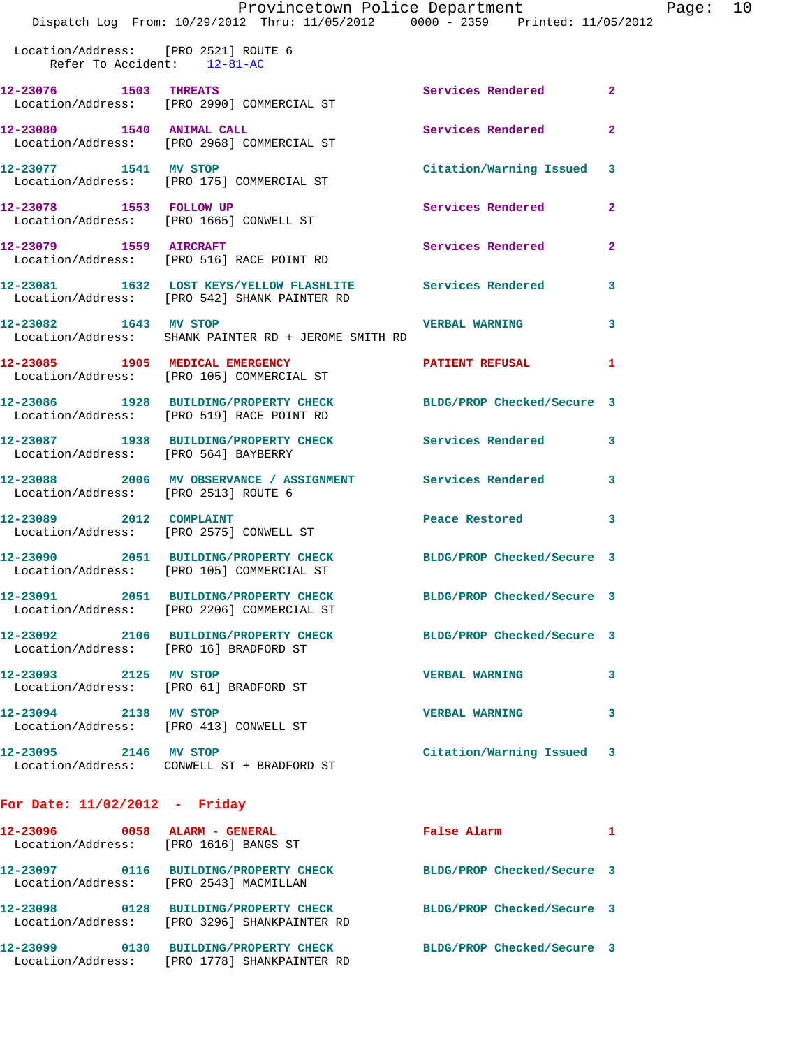Location/Address: [PRO 2521] ROUTE 6
Refer To Accident: 12-81-AC

**12-23076 1503 THREATS** Services Rendered 2
Location/Address: [PRO 2990] COMMERCIAL ST

**12-23080 1540 ANIMAL CALL** Services Rendered 2
Location/Address: [PRO 2968] COMMERCIAL ST

**12-23077 1541 MV STOP** Citation/Warning Issued 3
Location/Address: [PRO 175] COMMERCIAL ST

**12-23078 1553 FOLLOW UP** Services Rendered 2
Location/Address: [PRO 1665] CONWELL ST

**12-23079 1559 AIRCRAFT** Services Rendered 2
Location/Address: [PRO 516] RACE POINT RD

**12-23081 1632 LOST KEYS/YELLOW FLASHLITE** Services Rendered 3
Location/Address: [PRO 542] SHANK PAINTER RD

**12-23082 1643 MV STOP** VERBAL WARNING 3
Location/Address: SHANK PAINTER RD + JEROME SMITH RD

**12-23085 1905 MEDICAL EMERGENCY** PATIENT REFUSAL 1
Location/Address: [PRO 105] COMMERCIAL ST

**12-23086 1928 BUILDING/PROPERTY CHECK** BLDG/PROP Checked/Secure 3
Location/Address: [PRO 519] RACE POINT RD

**12-23087 1938 BUILDING/PROPERTY CHECK** Services Rendered 3
Location/Address: [PRO 564] BAYBERRY

**12-23088 2006 MV OBSERVANCE / ASSIGNMENT** Services Rendered 3
Location/Address: [PRO 2513] ROUTE 6

**12-23089 2012 COMPLAINT** Peace Restored 3
Location/Address: [PRO 2575] CONWELL ST

**12-23090 2051 BUILDING/PROPERTY CHECK** BLDG/PROP Checked/Secure 3
Location/Address: [PRO 105] COMMERCIAL ST

**12-23091 2051 BUILDING/PROPERTY CHECK** BLDG/PROP Checked/Secure 3
Location/Address: [PRO 2206] COMMERCIAL ST

**12-23092 2106 BUILDING/PROPERTY CHECK** BLDG/PROP Checked/Secure 3
Location/Address: [PRO 16] BRADFORD ST

**12-23093 2125 MV STOP** VERBAL WARNING 3
Location/Address: [PRO 61] BRADFORD ST

**12-23094 2138 MV STOP** VERBAL WARNING 3
Location/Address: [PRO 413] CONWELL ST

**12-23095 2146 MV STOP** Citation/Warning Issued 3
Location/Address: CONWELL ST + BRADFORD ST

## For Date: 11/02/2012 - Friday

**12-23096 0058 ALARM - GENERAL** False Alarm 1
Location/Address: [PRO 1616] BANGS ST

**12-23097 0116 BUILDING/PROPERTY CHECK** BLDG/PROP Checked/Secure 3
Location/Address: [PRO 2543] MACMILLAN

**12-23098 0128 BUILDING/PROPERTY CHECK** BLDG/PROP Checked/Secure 3
Location/Address: [PRO 3296] SHANKPAINTER RD

**12-23099 0130 BUILDING/PROPERTY CHECK** BLDG/PROP Checked/Secure 3
Location/Address: [PRO 1778] SHANKPAINTER RD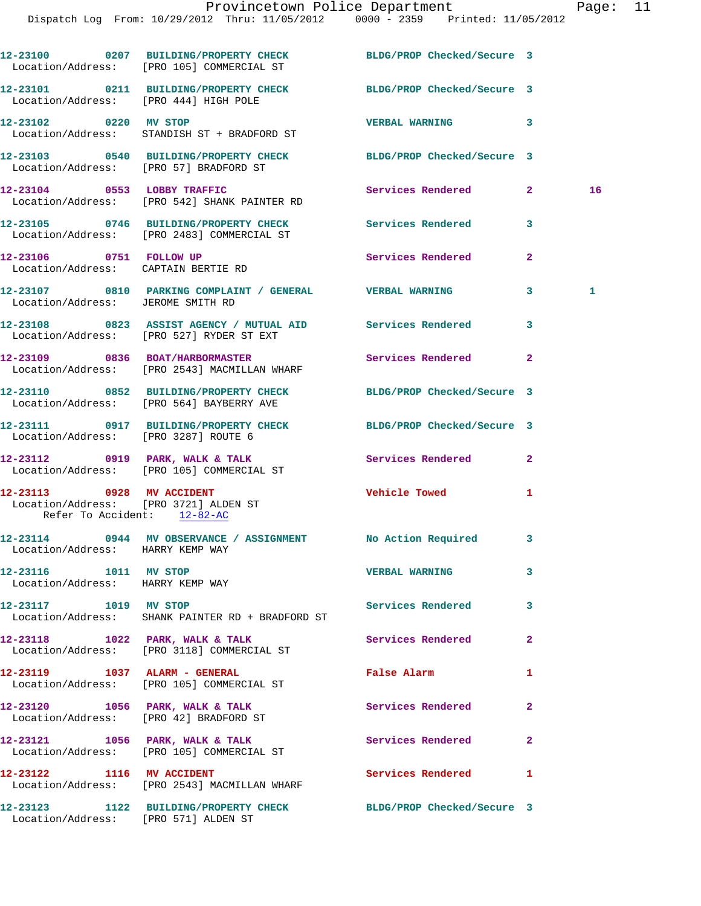```
12-23100        0207  BUILDING/PROPERTY CHECK          BLDG/PROP Checked/Secure  3
  Location/Address:    [PRO 105] COMMERCIAL ST

12-23101        0211  BUILDING/PROPERTY CHECK          BLDG/PROP Checked/Secure  3
  Location/Address:    [PRO 444] HIGH POLE

12-23102        0220  MV STOP                          VERBAL WARNING            3
  Location/Address:    STANDISH ST + BRADFORD ST

12-23103        0540  BUILDING/PROPERTY CHECK          BLDG/PROP Checked/Secure  3
  Location/Address:    [PRO 57] BRADFORD ST

12-23104        0553  LOBBY TRAFFIC                    Services Rendered         2         16
  Location/Address:    [PRO 542] SHANK PAINTER RD

12-23105        0746  BUILDING/PROPERTY CHECK          Services Rendered         3
  Location/Address:    [PRO 2483] COMMERCIAL ST

12-23106        0751  FOLLOW UP                        Services Rendered         2
  Location/Address:    CAPTAIN BERTIE RD

12-23107        0810  PARKING COMPLAINT / GENERAL      VERBAL WARNING            3         1
  Location/Address:    JEROME SMITH RD

12-23108        0823  ASSIST AGENCY / MUTUAL AID       Services Rendered         3
  Location/Address:    [PRO 527] RYDER ST EXT

12-23109        0836  BOAT/HARBORMASTER                Services Rendered         2
  Location/Address:    [PRO 2543] MACMILLAN WHARF

12-23110        0852  BUILDING/PROPERTY CHECK          BLDG/PROP Checked/Secure  3
  Location/Address:    [PRO 564] BAYBERRY AVE

12-23111        0917  BUILDING/PROPERTY CHECK          BLDG/PROP Checked/Secure  3
  Location/Address:    [PRO 3287] ROUTE 6

12-23112        0919  PARK, WALK & TALK                Services Rendered         2
  Location/Address:    [PRO 105] COMMERCIAL ST

12-23113        0928  MV ACCIDENT                      Vehicle Towed             1
  Location/Address:    [PRO 3721] ALDEN ST
        Refer To Accident:    12-82-AC

12-23114        0944  MV OBSERVANCE / ASSIGNMENT       No Action Required        3
  Location/Address:    HARRY KEMP WAY

12-23116        1011  MV STOP                          VERBAL WARNING            3
  Location/Address:    HARRY KEMP WAY

12-23117        1019  MV STOP                          Services Rendered         3
  Location/Address:    SHANK PAINTER RD + BRADFORD ST

12-23118        1022  PARK, WALK & TALK                Services Rendered         2
  Location/Address:    [PRO 3118] COMMERCIAL ST

12-23119        1037  ALARM - GENERAL                  False Alarm               1
  Location/Address:    [PRO 105] COMMERCIAL ST

12-23120        1056  PARK, WALK & TALK                Services Rendered         2
  Location/Address:    [PRO 42] BRADFORD ST

12-23121        1056  PARK, WALK & TALK                Services Rendered         2
  Location/Address:    [PRO 105] COMMERCIAL ST

12-23122        1116  MV ACCIDENT                      Services Rendered         1
  Location/Address:    [PRO 2543] MACMILLAN WHARF

12-23123        1122  BUILDING/PROPERTY CHECK          BLDG/PROP Checked/Secure  3
  Location/Address:    [PRO 571] ALDEN ST
```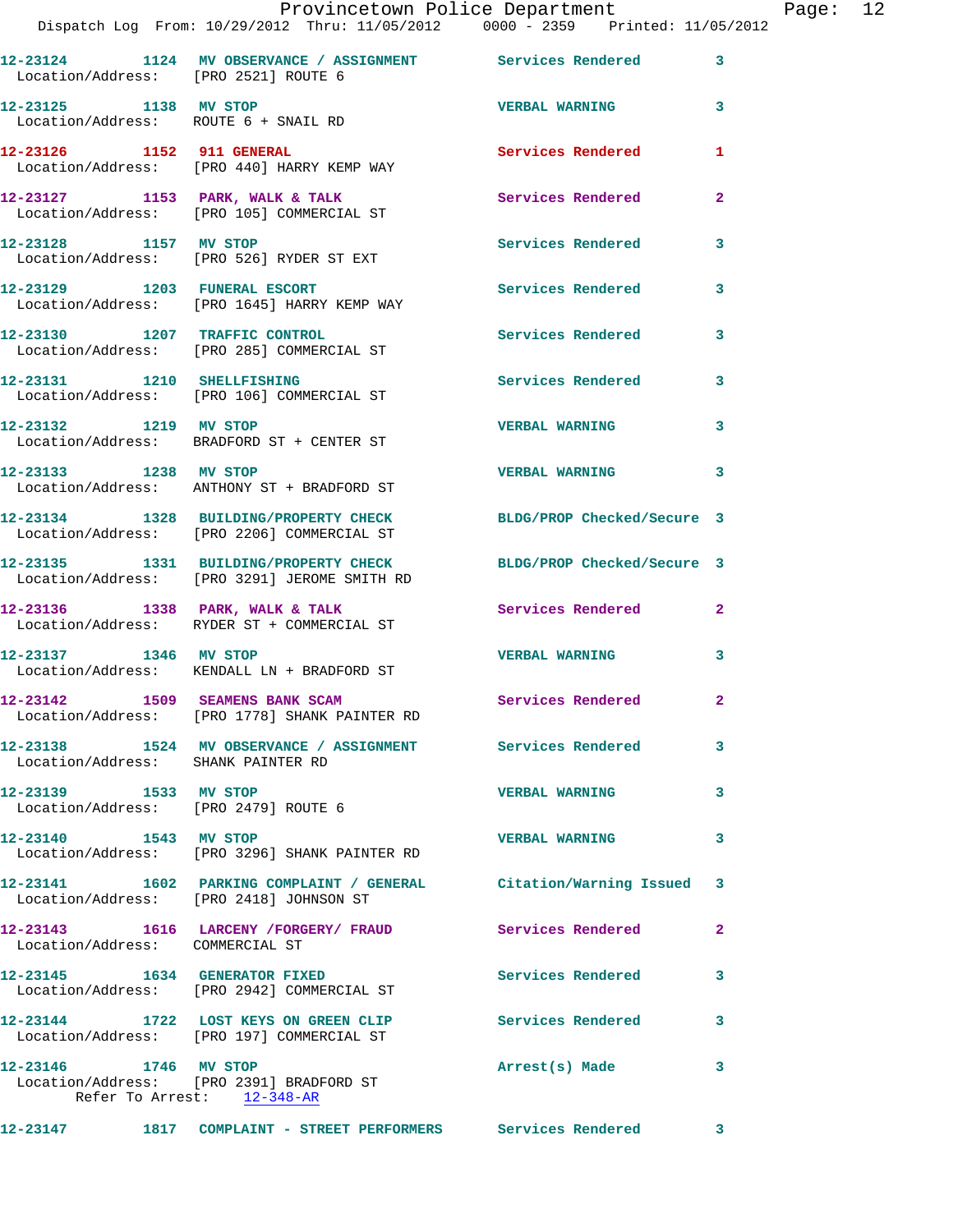12-23124 1124 MV OBSERVANCE / ASSIGNMENT Services Rendered 3
Location/Address: [PRO 2521] ROUTE 6

12-23125 1138 MV STOP VERBAL WARNING 3
Location/Address: ROUTE 6 + SNAIL RD

12-23126 1152 911 GENERAL Services Rendered 1
Location/Address: [PRO 440] HARRY KEMP WAY

12-23127 1153 PARK, WALK & TALK Services Rendered 2
Location/Address: [PRO 105] COMMERCIAL ST

12-23128 1157 MV STOP Services Rendered 3
Location/Address: [PRO 526] RYDER ST EXT

12-23129 1203 FUNERAL ESCORT Services Rendered 3
Location/Address: [PRO 1645] HARRY KEMP WAY

12-23130 1207 TRAFFIC CONTROL Services Rendered 3
Location/Address: [PRO 285] COMMERCIAL ST

12-23131 1210 SHELLFISHING Services Rendered 3
Location/Address: [PRO 106] COMMERCIAL ST

12-23132 1219 MV STOP VERBAL WARNING 3
Location/Address: BRADFORD ST + CENTER ST

12-23133 1238 MV STOP VERBAL WARNING 3
Location/Address: ANTHONY ST + BRADFORD ST

12-23134 1328 BUILDING/PROPERTY CHECK BLDG/PROP Checked/Secure 3
Location/Address: [PRO 2206] COMMERCIAL ST

12-23135 1331 BUILDING/PROPERTY CHECK BLDG/PROP Checked/Secure 3
Location/Address: [PRO 3291] JEROME SMITH RD

12-23136 1338 PARK, WALK & TALK Services Rendered 2
Location/Address: RYDER ST + COMMERCIAL ST

12-23137 1346 MV STOP VERBAL WARNING 3
Location/Address: KENDALL LN + BRADFORD ST

12-23142 1509 SEAMENS BANK SCAM Services Rendered 2
Location/Address: [PRO 1778] SHANK PAINTER RD

12-23138 1524 MV OBSERVANCE / ASSIGNMENT Services Rendered 3
Location/Address: SHANK PAINTER RD

12-23139 1533 MV STOP VERBAL WARNING 3
Location/Address: [PRO 2479] ROUTE 6

12-23140 1543 MV STOP VERBAL WARNING 3
Location/Address: [PRO 3296] SHANK PAINTER RD

12-23141 1602 PARKING COMPLAINT / GENERAL Citation/Warning Issued 3
Location/Address: [PRO 2418] JOHNSON ST

12-23143 1616 LARCENY /FORGERY/ FRAUD Services Rendered 2
Location/Address: COMMERCIAL ST

12-23145 1634 GENERATOR FIXED Services Rendered 3
Location/Address: [PRO 2942] COMMERCIAL ST

12-23144 1722 LOST KEYS ON GREEN CLIP Services Rendered 3
Location/Address: [PRO 197] COMMERCIAL ST

12-23146 1746 MV STOP Arrest(s) Made 3
Location/Address: [PRO 2391] BRADFORD ST
Refer To Arrest: 12-348-AR

12-23147 1817 COMPLAINT - STREET PERFORMERS Services Rendered 3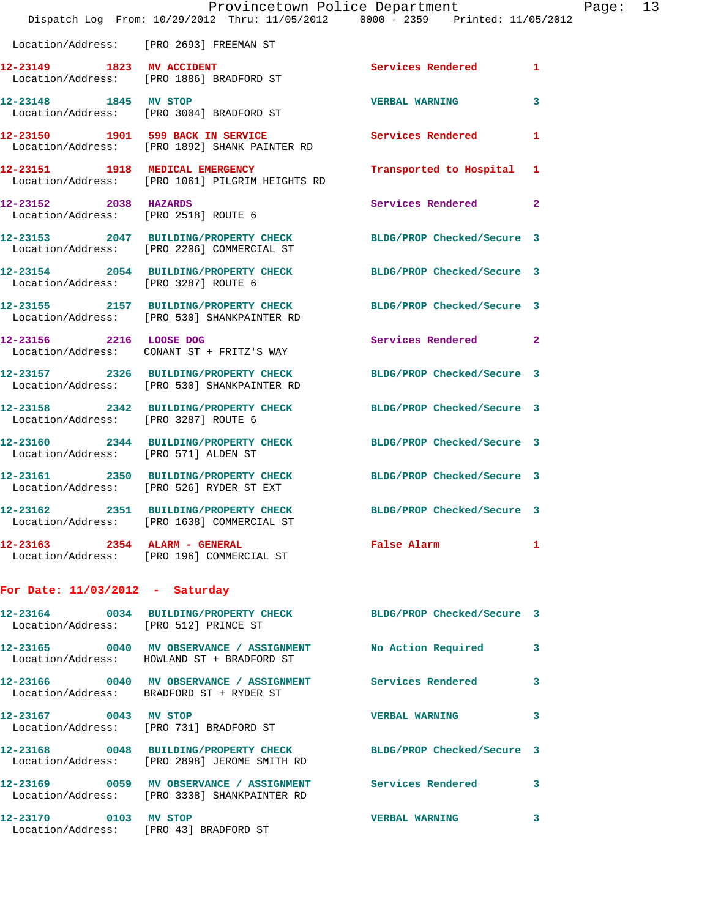Location/Address: [PRO 2693] FREEMAN ST

**12-23149 1823 MV ACCIDENT** Services Rendered 1
Location/Address: [PRO 1886] BRADFORD ST

**12-23148 1845 MV STOP** VERBAL WARNING 3
Location/Address: [PRO 3004] BRADFORD ST

**12-23150 1901 599 BACK IN SERVICE** Services Rendered 1
Location/Address: [PRO 1892] SHANK PAINTER RD

**12-23151 1918 MEDICAL EMERGENCY** Transported to Hospital 1
Location/Address: [PRO 1061] PILGRIM HEIGHTS RD

**12-23152 2038 HAZARDS** Services Rendered 2
Location/Address: [PRO 2518] ROUTE 6

**12-23153 2047 BUILDING/PROPERTY CHECK** BLDG/PROP Checked/Secure 3
Location/Address: [PRO 2206] COMMERCIAL ST

**12-23154 2054 BUILDING/PROPERTY CHECK** BLDG/PROP Checked/Secure 3
Location/Address: [PRO 3287] ROUTE 6

**12-23155 2157 BUILDING/PROPERTY CHECK** BLDG/PROP Checked/Secure 3
Location/Address: [PRO 530] SHANKPAINTER RD

**12-23156 2216 LOOSE DOG** Services Rendered 2
Location/Address: CONANT ST + FRITZ'S WAY

**12-23157 2326 BUILDING/PROPERTY CHECK** BLDG/PROP Checked/Secure 3
Location/Address: [PRO 530] SHANKPAINTER RD

**12-23158 2342 BUILDING/PROPERTY CHECK** BLDG/PROP Checked/Secure 3
Location/Address: [PRO 3287] ROUTE 6

**12-23160 2344 BUILDING/PROPERTY CHECK** BLDG/PROP Checked/Secure 3
Location/Address: [PRO 571] ALDEN ST

**12-23161 2350 BUILDING/PROPERTY CHECK** BLDG/PROP Checked/Secure 3
Location/Address: [PRO 526] RYDER ST EXT

**12-23162 2351 BUILDING/PROPERTY CHECK** BLDG/PROP Checked/Secure 3
Location/Address: [PRO 1638] COMMERCIAL ST

**12-23163 2354 ALARM - GENERAL** False Alarm 1
Location/Address: [PRO 196] COMMERCIAL ST

## For Date: 11/03/2012 - Saturday

**12-23164 0034 BUILDING/PROPERTY CHECK** BLDG/PROP Checked/Secure 3
Location/Address: [PRO 512] PRINCE ST

**12-23165 0040 MV OBSERVANCE / ASSIGNMENT** No Action Required 3
Location/Address: HOWLAND ST + BRADFORD ST

**12-23166 0040 MV OBSERVANCE / ASSIGNMENT** Services Rendered 3
Location/Address: BRADFORD ST + RYDER ST

**12-23167 0043 MV STOP** VERBAL WARNING 3
Location/Address: [PRO 731] BRADFORD ST

**12-23168 0048 BUILDING/PROPERTY CHECK** BLDG/PROP Checked/Secure 3
Location/Address: [PRO 2898] JEROME SMITH RD

**12-23169 0059 MV OBSERVANCE / ASSIGNMENT** Services Rendered 3
Location/Address: [PRO 3338] SHANKPAINTER RD

**12-23170 0103 MV STOP** VERBAL WARNING 3
Location/Address: [PRO 43] BRADFORD ST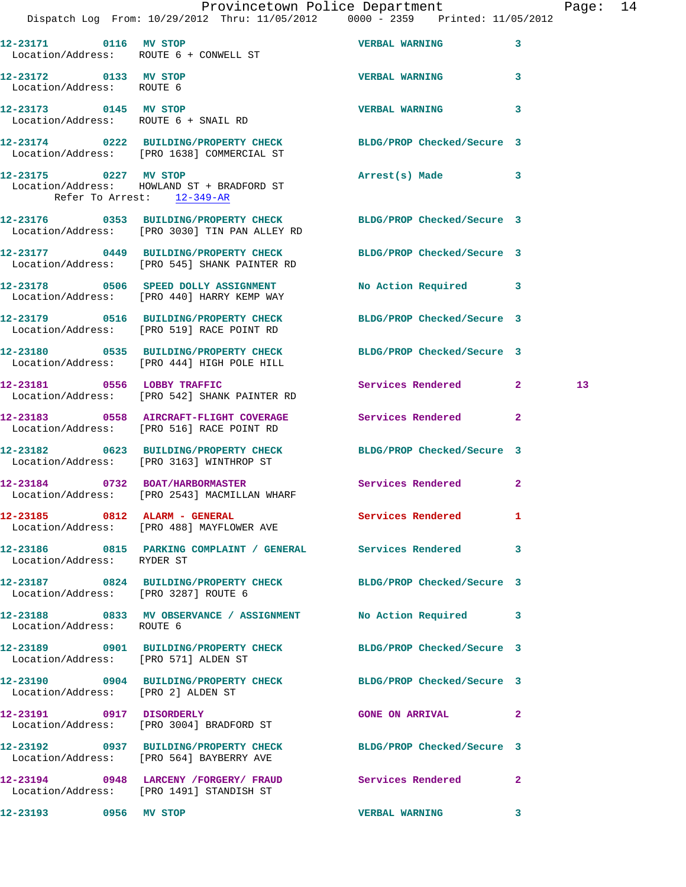12-23171 0116 MV STOP VERBAL WARNING 3
Location/Address: ROUTE 6 + CONWELL ST

12-23172 0133 MV STOP VERBAL WARNING 3
Location/Address: ROUTE 6

12-23173 0145 MV STOP VERBAL WARNING 3
Location/Address: ROUTE 6 + SNAIL RD

12-23174 0222 BUILDING/PROPERTY CHECK BLDG/PROP Checked/Secure 3
Location/Address: [PRO 1638] COMMERCIAL ST

12-23175 0227 MV STOP Arrest(s) Made 3
Location/Address: HOWLAND ST + BRADFORD ST
Refer To Arrest: 12-349-AR

12-23176 0353 BUILDING/PROPERTY CHECK BLDG/PROP Checked/Secure 3
Location/Address: [PRO 3030] TIN PAN ALLEY RD

12-23177 0449 BUILDING/PROPERTY CHECK BLDG/PROP Checked/Secure 3
Location/Address: [PRO 545] SHANK PAINTER RD

12-23178 0506 SPEED DOLLY ASSIGNMENT No Action Required 3
Location/Address: [PRO 440] HARRY KEMP WAY

12-23179 0516 BUILDING/PROPERTY CHECK BLDG/PROP Checked/Secure 3
Location/Address: [PRO 519] RACE POINT RD

12-23180 0535 BUILDING/PROPERTY CHECK BLDG/PROP Checked/Secure 3
Location/Address: [PRO 444] HIGH POLE HILL

12-23181 0556 LOBBY TRAFFIC Services Rendered 2 13
Location/Address: [PRO 542] SHANK PAINTER RD

12-23183 0558 AIRCRAFT-FLIGHT COVERAGE Services Rendered 2
Location/Address: [PRO 516] RACE POINT RD

12-23182 0623 BUILDING/PROPERTY CHECK BLDG/PROP Checked/Secure 3
Location/Address: [PRO 3163] WINTHROP ST

12-23184 0732 BOAT/HARBORMASTER Services Rendered 2
Location/Address: [PRO 2543] MACMILLAN WHARF

12-23185 0812 ALARM - GENERAL Services Rendered 1
Location/Address: [PRO 488] MAYFLOWER AVE

12-23186 0815 PARKING COMPLAINT / GENERAL Services Rendered 3
Location/Address: RYDER ST

12-23187 0824 BUILDING/PROPERTY CHECK BLDG/PROP Checked/Secure 3
Location/Address: [PRO 3287] ROUTE 6

12-23188 0833 MV OBSERVANCE / ASSIGNMENT No Action Required 3
Location/Address: ROUTE 6

12-23189 0901 BUILDING/PROPERTY CHECK BLDG/PROP Checked/Secure 3
Location/Address: [PRO 571] ALDEN ST

12-23190 0904 BUILDING/PROPERTY CHECK BLDG/PROP Checked/Secure 3
Location/Address: [PRO 2] ALDEN ST

12-23191 0917 DISORDERLY GONE ON ARRIVAL 2
Location/Address: [PRO 3004] BRADFORD ST

12-23192 0937 BUILDING/PROPERTY CHECK BLDG/PROP Checked/Secure 3
Location/Address: [PRO 564] BAYBERRY AVE

12-23194 0948 LARCENY /FORGERY/ FRAUD Services Rendered 2
Location/Address: [PRO 1491] STANDISH ST

12-23193 0956 MV STOP VERBAL WARNING 3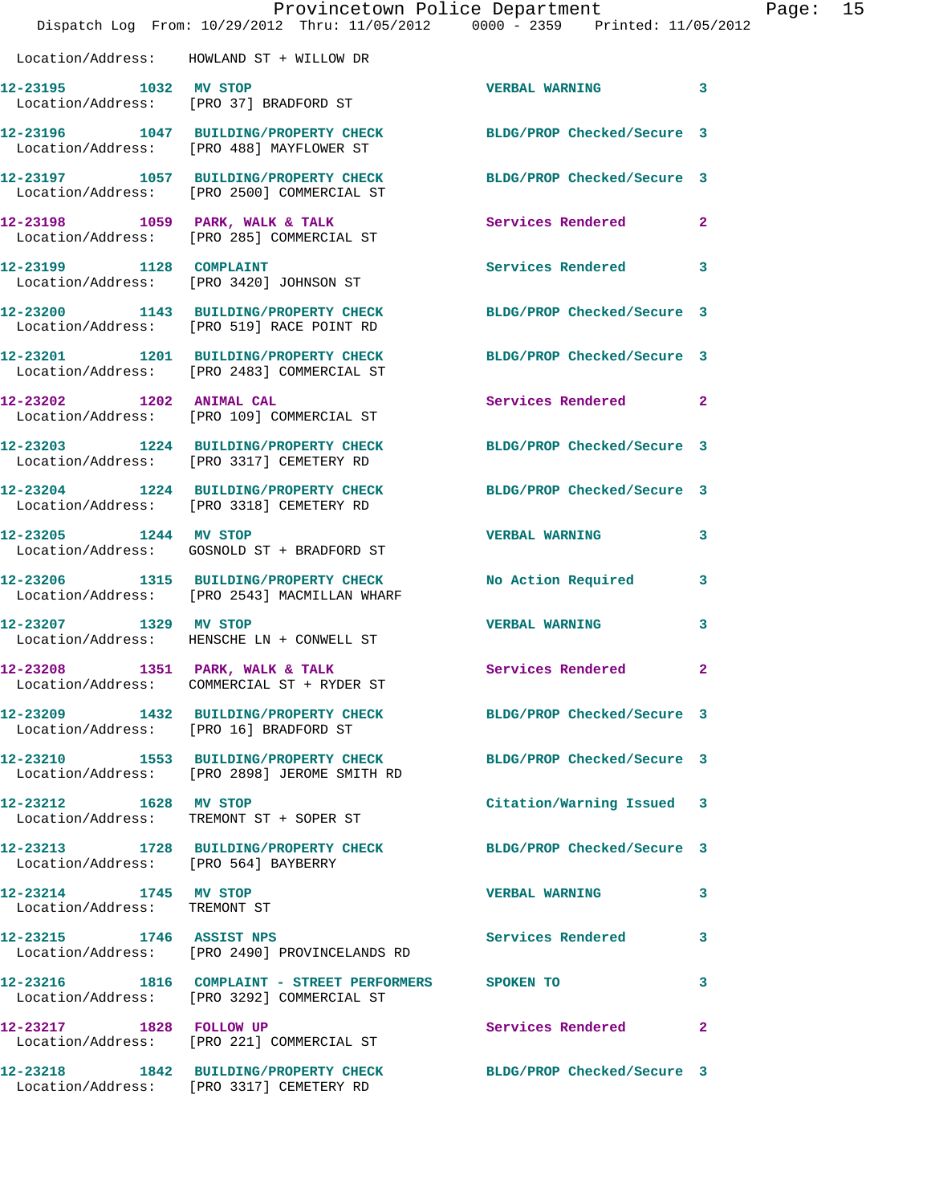Location/Address: HOWLAND ST + WILLOW DR

12-23195 1032 MV STOP VERBAL WARNING 3
Location/Address: [PRO 37] BRADFORD ST

12-23196 1047 BUILDING/PROPERTY CHECK BLDG/PROP Checked/Secure 3
Location/Address: [PRO 488] MAYFLOWER ST

12-23197 1057 BUILDING/PROPERTY CHECK BLDG/PROP Checked/Secure 3
Location/Address: [PRO 2500] COMMERCIAL ST

12-23198 1059 PARK, WALK & TALK Services Rendered 2
Location/Address: [PRO 285] COMMERCIAL ST

12-23199 1128 COMPLAINT Services Rendered 3
Location/Address: [PRO 3420] JOHNSON ST

12-23200 1143 BUILDING/PROPERTY CHECK BLDG/PROP Checked/Secure 3
Location/Address: [PRO 519] RACE POINT RD

12-23201 1201 BUILDING/PROPERTY CHECK BLDG/PROP Checked/Secure 3
Location/Address: [PRO 2483] COMMERCIAL ST

12-23202 1202 ANIMAL CAL Services Rendered 2
Location/Address: [PRO 109] COMMERCIAL ST

12-23203 1224 BUILDING/PROPERTY CHECK BLDG/PROP Checked/Secure 3
Location/Address: [PRO 3317] CEMETERY RD

12-23204 1224 BUILDING/PROPERTY CHECK BLDG/PROP Checked/Secure 3
Location/Address: [PRO 3318] CEMETERY RD

12-23205 1244 MV STOP VERBAL WARNING 3
Location/Address: GOSNOLD ST + BRADFORD ST

12-23206 1315 BUILDING/PROPERTY CHECK No Action Required 3
Location/Address: [PRO 2543] MACMILLAN WHARF

12-23207 1329 MV STOP VERBAL WARNING 3
Location/Address: HENSCHE LN + CONWELL ST

12-23208 1351 PARK, WALK & TALK Services Rendered 2
Location/Address: COMMERCIAL ST + RYDER ST

12-23209 1432 BUILDING/PROPERTY CHECK BLDG/PROP Checked/Secure 3
Location/Address: [PRO 16] BRADFORD ST

12-23210 1553 BUILDING/PROPERTY CHECK BLDG/PROP Checked/Secure 3
Location/Address: [PRO 2898] JEROME SMITH RD

12-23212 1628 MV STOP Citation/Warning Issued 3
Location/Address: TREMONT ST + SOPER ST

12-23213 1728 BUILDING/PROPERTY CHECK BLDG/PROP Checked/Secure 3
Location/Address: [PRO 564] BAYBERRY

12-23214 1745 MV STOP VERBAL WARNING 3
Location/Address: TREMONT ST

12-23215 1746 ASSIST NPS Services Rendered 3
Location/Address: [PRO 2490] PROVINCELANDS RD

12-23216 1816 COMPLAINT - STREET PERFORMERS SPOKEN TO 3
Location/Address: [PRO 3292] COMMERCIAL ST

12-23217 1828 FOLLOW UP Services Rendered 2
Location/Address: [PRO 221] COMMERCIAL ST

12-23218 1842 BUILDING/PROPERTY CHECK BLDG/PROP Checked/Secure 3
Location/Address: [PRO 3317] CEMETERY RD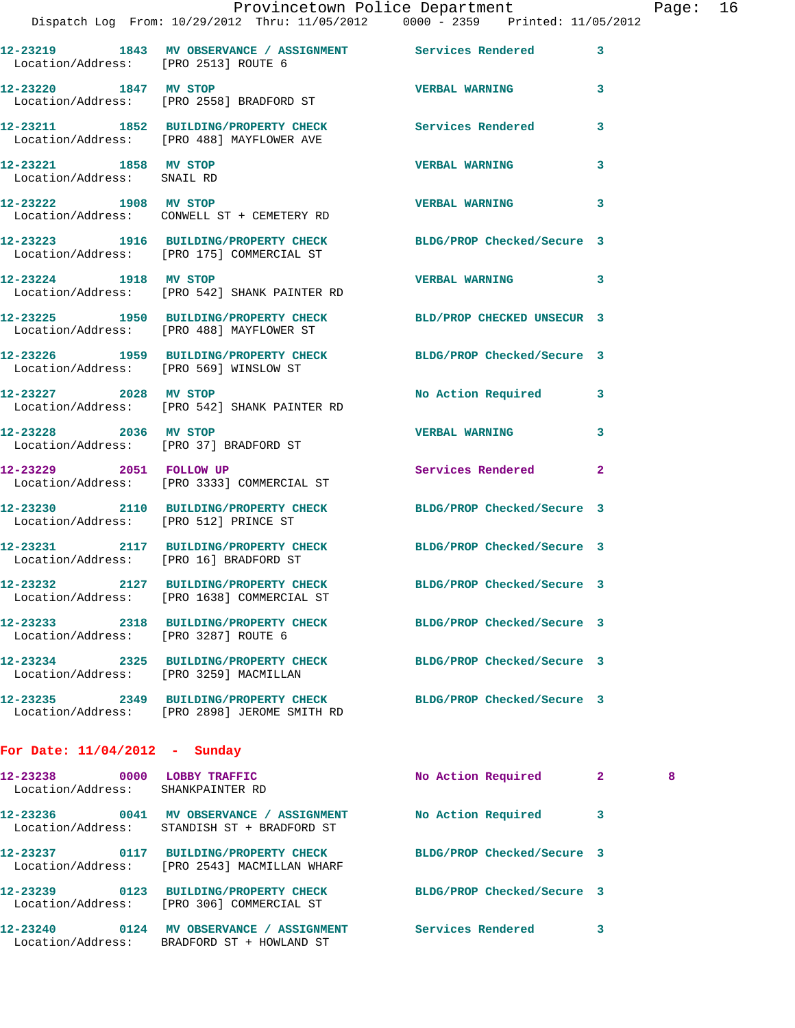12-23219 1843 MV OBSERVANCE / ASSIGNMENT Services Rendered 3
Location/Address: [PRO 2513] ROUTE 6

12-23220 1847 MV STOP VERBAL WARNING 3
Location/Address: [PRO 2558] BRADFORD ST

12-23211 1852 BUILDING/PROPERTY CHECK Services Rendered 3
Location/Address: [PRO 488] MAYFLOWER AVE

12-23221 1858 MV STOP VERBAL WARNING 3
Location/Address: SNAIL RD

12-23222 1908 MV STOP VERBAL WARNING 3
Location/Address: CONWELL ST + CEMETERY RD

12-23223 1916 BUILDING/PROPERTY CHECK BLDG/PROP Checked/Secure 3
Location/Address: [PRO 175] COMMERCIAL ST

12-23224 1918 MV STOP VERBAL WARNING 3
Location/Address: [PRO 542] SHANK PAINTER RD

12-23225 1950 BUILDING/PROPERTY CHECK BLD/PROP CHECKED UNSECUR 3
Location/Address: [PRO 488] MAYFLOWER ST

12-23226 1959 BUILDING/PROPERTY CHECK BLDG/PROP Checked/Secure 3
Location/Address: [PRO 569] WINSLOW ST

12-23227 2028 MV STOP No Action Required 3
Location/Address: [PRO 542] SHANK PAINTER RD

12-23228 2036 MV STOP VERBAL WARNING 3
Location/Address: [PRO 37] BRADFORD ST

12-23229 2051 FOLLOW UP Services Rendered 2
Location/Address: [PRO 3333] COMMERCIAL ST

12-23230 2110 BUILDING/PROPERTY CHECK BLDG/PROP Checked/Secure 3
Location/Address: [PRO 512] PRINCE ST

12-23231 2117 BUILDING/PROPERTY CHECK BLDG/PROP Checked/Secure 3
Location/Address: [PRO 16] BRADFORD ST

12-23232 2127 BUILDING/PROPERTY CHECK BLDG/PROP Checked/Secure 3
Location/Address: [PRO 1638] COMMERCIAL ST

12-23233 2318 BUILDING/PROPERTY CHECK BLDG/PROP Checked/Secure 3
Location/Address: [PRO 3287] ROUTE 6

12-23234 2325 BUILDING/PROPERTY CHECK BLDG/PROP Checked/Secure 3
Location/Address: [PRO 3259] MACMILLAN

12-23235 2349 BUILDING/PROPERTY CHECK BLDG/PROP Checked/Secure 3
Location/Address: [PRO 2898] JEROME SMITH RD

**For Date: 11/04/2012 - Sunday**

12-23238 0000 LOBBY TRAFFIC No Action Required 2 8
Location/Address: SHANKPAINTER RD

12-23236 0041 MV OBSERVANCE / ASSIGNMENT No Action Required 3
Location/Address: STANDISH ST + BRADFORD ST

12-23237 0117 BUILDING/PROPERTY CHECK BLDG/PROP Checked/Secure 3
Location/Address: [PRO 2543] MACMILLAN WHARF

12-23239 0123 BUILDING/PROPERTY CHECK BLDG/PROP Checked/Secure 3
Location/Address: [PRO 306] COMMERCIAL ST

12-23240 0124 MV OBSERVANCE / ASSIGNMENT Services Rendered 3
Location/Address: BRADFORD ST + HOWLAND ST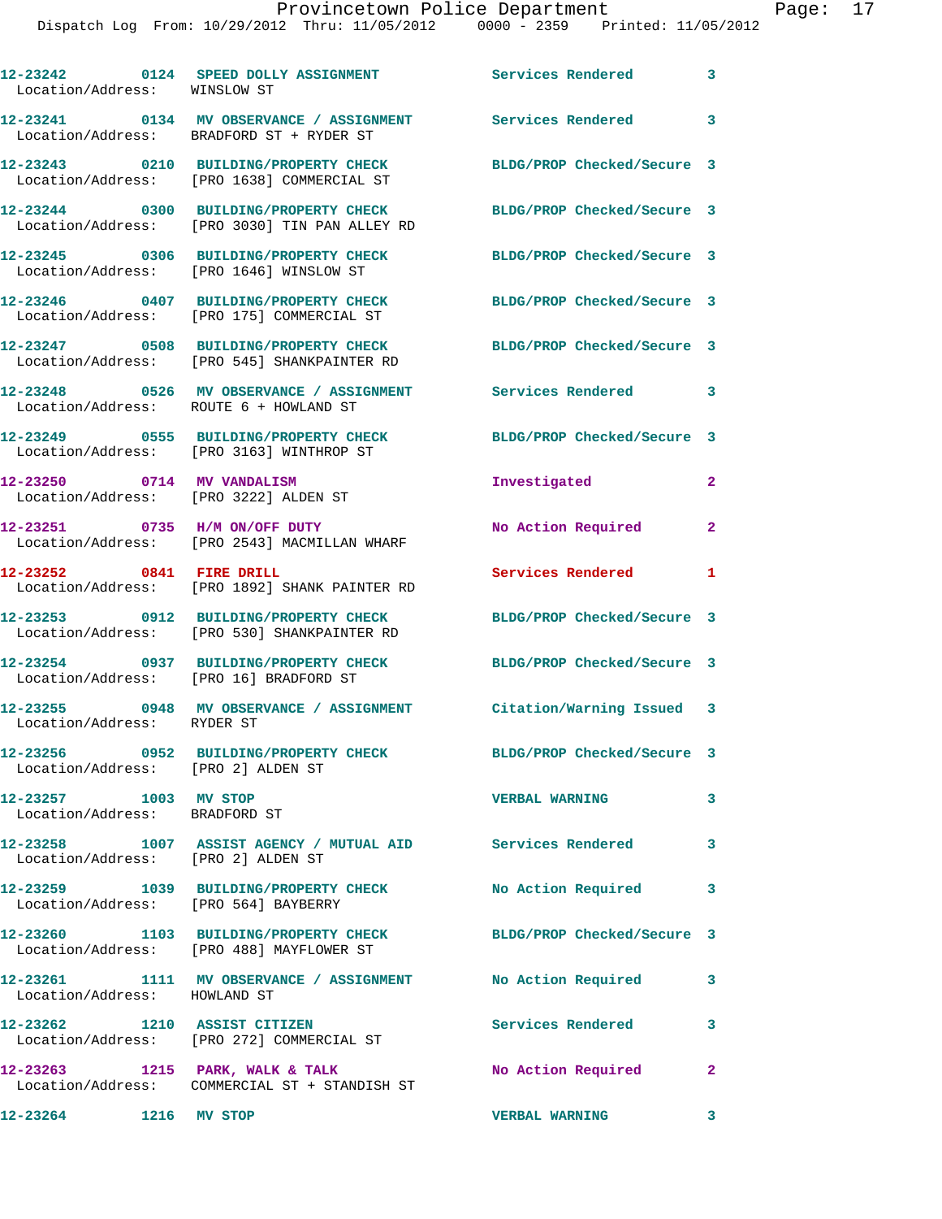12-23242 0124 SPEED DOLLY ASSIGNMENT Services Rendered 3
Location/Address: WINSLOW ST

12-23241 0134 MV OBSERVANCE / ASSIGNMENT Services Rendered 3
Location/Address: BRADFORD ST + RYDER ST

12-23243 0210 BUILDING/PROPERTY CHECK BLDG/PROP Checked/Secure 3
Location/Address: [PRO 1638] COMMERCIAL ST

12-23244 0300 BUILDING/PROPERTY CHECK BLDG/PROP Checked/Secure 3
Location/Address: [PRO 3030] TIN PAN ALLEY RD

12-23245 0306 BUILDING/PROPERTY CHECK BLDG/PROP Checked/Secure 3
Location/Address: [PRO 1646] WINSLOW ST

12-23246 0407 BUILDING/PROPERTY CHECK BLDG/PROP Checked/Secure 3
Location/Address: [PRO 175] COMMERCIAL ST

12-23247 0508 BUILDING/PROPERTY CHECK BLDG/PROP Checked/Secure 3
Location/Address: [PRO 545] SHANKPAINTER RD

12-23248 0526 MV OBSERVANCE / ASSIGNMENT Services Rendered 3
Location/Address: ROUTE 6 + HOWLAND ST

12-23249 0555 BUILDING/PROPERTY CHECK BLDG/PROP Checked/Secure 3
Location/Address: [PRO 3163] WINTHROP ST

12-23250 0714 MV VANDALISM Investigated 2
Location/Address: [PRO 3222] ALDEN ST

12-23251 0735 H/M ON/OFF DUTY No Action Required 2
Location/Address: [PRO 2543] MACMILLAN WHARF

12-23252 0841 FIRE DRILL Services Rendered 1
Location/Address: [PRO 1892] SHANK PAINTER RD

12-23253 0912 BUILDING/PROPERTY CHECK BLDG/PROP Checked/Secure 3
Location/Address: [PRO 530] SHANKPAINTER RD

12-23254 0937 BUILDING/PROPERTY CHECK BLDG/PROP Checked/Secure 3
Location/Address: [PRO 16] BRADFORD ST

12-23255 0948 MV OBSERVANCE / ASSIGNMENT Citation/Warning Issued 3
Location/Address: RYDER ST

12-23256 0952 BUILDING/PROPERTY CHECK BLDG/PROP Checked/Secure 3
Location/Address: [PRO 2] ALDEN ST

12-23257 1003 MV STOP VERBAL WARNING 3
Location/Address: BRADFORD ST

12-23258 1007 ASSIST AGENCY / MUTUAL AID Services Rendered 3
Location/Address: [PRO 2] ALDEN ST

12-23259 1039 BUILDING/PROPERTY CHECK No Action Required 3
Location/Address: [PRO 564] BAYBERRY

12-23260 1103 BUILDING/PROPERTY CHECK BLDG/PROP Checked/Secure 3
Location/Address: [PRO 488] MAYFLOWER ST

12-23261 1111 MV OBSERVANCE / ASSIGNMENT No Action Required 3
Location/Address: HOWLAND ST

12-23262 1210 ASSIST CITIZEN Services Rendered 3
Location/Address: [PRO 272] COMMERCIAL ST

12-23263 1215 PARK, WALK & TALK No Action Required 2
Location/Address: COMMERCIAL ST + STANDISH ST

12-23264 1216 MV STOP VERBAL WARNING 3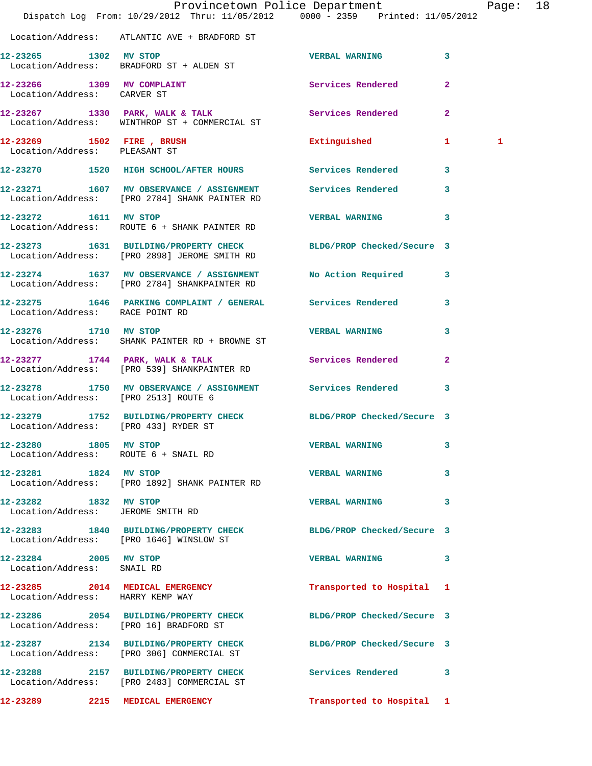Location/Address: ATLANTIC AVE + BRADFORD ST

**12-23265 1302 MV STOP** VERBAL WARNING 3
Location/Address: BRADFORD ST + ALDEN ST

**12-23266 1309 MV COMPLAINT** Services Rendered 2
Location/Address: CARVER ST

**12-23267 1330 PARK, WALK & TALK** Services Rendered 2
Location/Address: WINTHROP ST + COMMERCIAL ST

**12-23269 1502 FIRE , BRUSH** Extinguished 1 1
Location/Address: PLEASANT ST

**12-23270 1520 HIGH SCHOOL/AFTER HOURS** Services Rendered 3

**12-23271 1607 MV OBSERVANCE / ASSIGNMENT** Services Rendered 3
Location/Address: [PRO 2784] SHANK PAINTER RD

**12-23272 1611 MV STOP** VERBAL WARNING 3
Location/Address: ROUTE 6 + SHANK PAINTER RD

**12-23273 1631 BUILDING/PROPERTY CHECK** BLDG/PROP Checked/Secure 3
Location/Address: [PRO 2898] JEROME SMITH RD

**12-23274 1637 MV OBSERVANCE / ASSIGNMENT** No Action Required 3
Location/Address: [PRO 2784] SHANKPAINTER RD

**12-23275 1646 PARKING COMPLAINT / GENERAL** Services Rendered 3
Location/Address: RACE POINT RD

**12-23276 1710 MV STOP** VERBAL WARNING 3
Location/Address: SHANK PAINTER RD + BROWNE ST

**12-23277 1744 PARK, WALK & TALK** Services Rendered 2
Location/Address: [PRO 539] SHANKPAINTER RD

**12-23278 1750 MV OBSERVANCE / ASSIGNMENT** Services Rendered 3
Location/Address: [PRO 2513] ROUTE 6

**12-23279 1752 BUILDING/PROPERTY CHECK** BLDG/PROP Checked/Secure 3
Location/Address: [PRO 433] RYDER ST

**12-23280 1805 MV STOP** VERBAL WARNING 3
Location/Address: ROUTE 6 + SNAIL RD

**12-23281 1824 MV STOP** VERBAL WARNING 3
Location/Address: [PRO 1892] SHANK PAINTER RD

**12-23282 1832 MV STOP** VERBAL WARNING 3
Location/Address: JEROME SMITH RD

**12-23283 1840 BUILDING/PROPERTY CHECK** BLDG/PROP Checked/Secure 3
Location/Address: [PRO 1646] WINSLOW ST

**12-23284 2005 MV STOP** VERBAL WARNING 3
Location/Address: SNAIL RD

**12-23285 2014 MEDICAL EMERGENCY** Transported to Hospital 1
Location/Address: HARRY KEMP WAY

**12-23286 2054 BUILDING/PROPERTY CHECK** BLDG/PROP Checked/Secure 3
Location/Address: [PRO 16] BRADFORD ST

**12-23287 2134 BUILDING/PROPERTY CHECK** BLDG/PROP Checked/Secure 3
Location/Address: [PRO 306] COMMERCIAL ST

**12-23288 2157 BUILDING/PROPERTY CHECK** Services Rendered 3
Location/Address: [PRO 2483] COMMERCIAL ST

**12-23289 2215 MEDICAL EMERGENCY** Transported to Hospital 1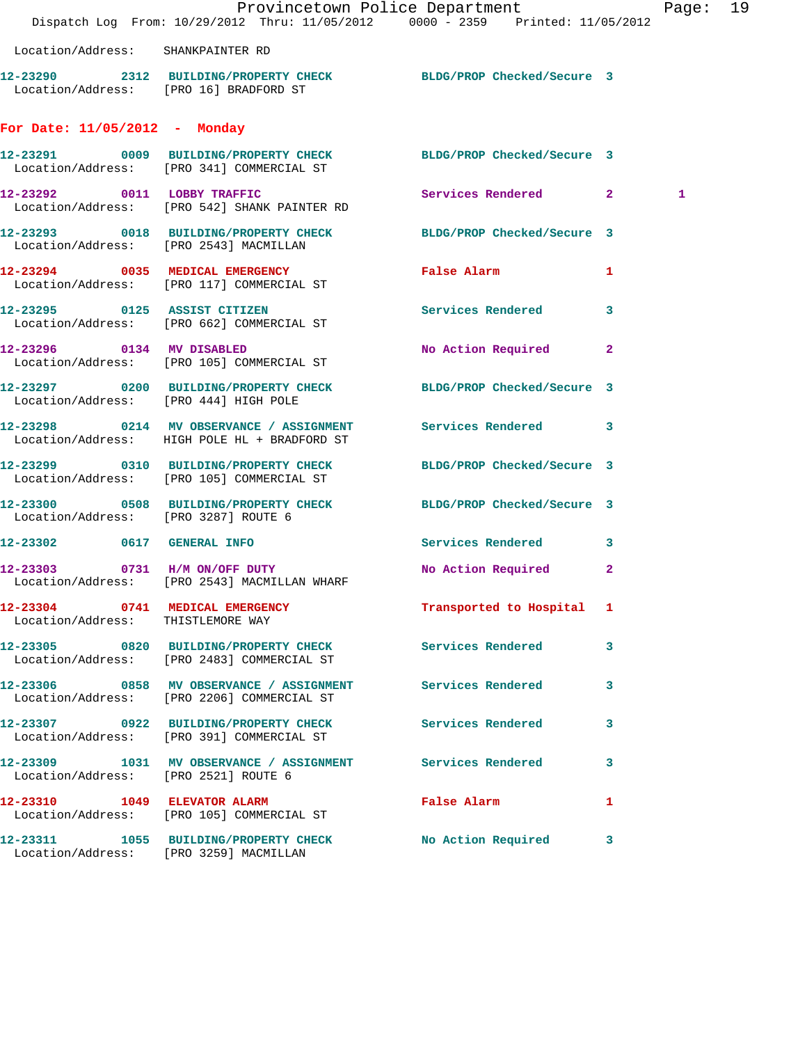Location/Address: SHANKPAINTER RD

12-23290 2312 BUILDING/PROPERTY CHECK BLDG/PROP Checked/Secure 3
Location/Address: [PRO 16] BRADFORD ST

## For Date: 11/05/2012 - Monday

12-23291 0009 BUILDING/PROPERTY CHECK BLDG/PROP Checked/Secure 3
Location/Address: [PRO 341] COMMERCIAL ST

12-23292 0011 LOBBY TRAFFIC Services Rendered 2 1
Location/Address: [PRO 542] SHANK PAINTER RD

12-23293 0018 BUILDING/PROPERTY CHECK BLDG/PROP Checked/Secure 3
Location/Address: [PRO 2543] MACMILLAN

12-23294 0035 MEDICAL EMERGENCY False Alarm 1
Location/Address: [PRO 117] COMMERCIAL ST

12-23295 0125 ASSIST CITIZEN Services Rendered 3
Location/Address: [PRO 662] COMMERCIAL ST

12-23296 0134 MV DISABLED No Action Required 2
Location/Address: [PRO 105] COMMERCIAL ST

12-23297 0200 BUILDING/PROPERTY CHECK BLDG/PROP Checked/Secure 3
Location/Address: [PRO 444] HIGH POLE

12-23298 0214 MV OBSERVANCE / ASSIGNMENT Services Rendered 3
Location/Address: HIGH POLE HL + BRADFORD ST

12-23299 0310 BUILDING/PROPERTY CHECK BLDG/PROP Checked/Secure 3
Location/Address: [PRO 105] COMMERCIAL ST

12-23300 0508 BUILDING/PROPERTY CHECK BLDG/PROP Checked/Secure 3
Location/Address: [PRO 3287] ROUTE 6

12-23302 0617 GENERAL INFO Services Rendered 3

12-23303 0731 H/M ON/OFF DUTY No Action Required 2
Location/Address: [PRO 2543] MACMILLAN WHARF

12-23304 0741 MEDICAL EMERGENCY Transported to Hospital 1
Location/Address: THISTLEMORE WAY

12-23305 0820 BUILDING/PROPERTY CHECK Services Rendered 3
Location/Address: [PRO 2483] COMMERCIAL ST

12-23306 0858 MV OBSERVANCE / ASSIGNMENT Services Rendered 3
Location/Address: [PRO 2206] COMMERCIAL ST

12-23307 0922 BUILDING/PROPERTY CHECK Services Rendered 3
Location/Address: [PRO 391] COMMERCIAL ST

12-23309 1031 MV OBSERVANCE / ASSIGNMENT Services Rendered 3
Location/Address: [PRO 2521] ROUTE 6

12-23310 1049 ELEVATOR ALARM False Alarm 1
Location/Address: [PRO 105] COMMERCIAL ST

12-23311 1055 BUILDING/PROPERTY CHECK No Action Required 3
Location/Address: [PRO 3259] MACMILLAN